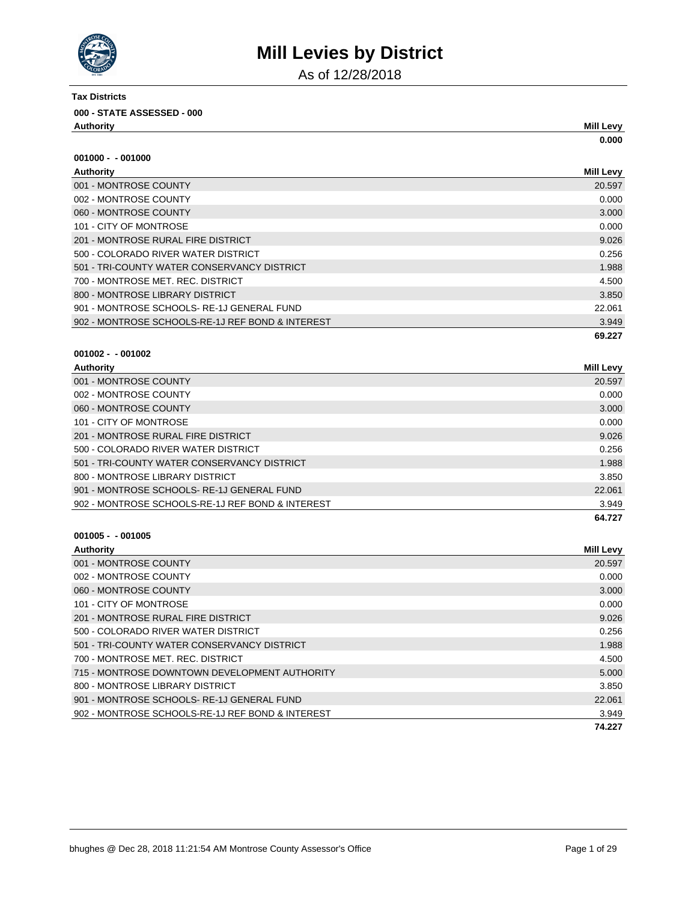# Mill Levies by District

As of 12/28/2018

**Tax Districts**

**000 - STATE ASSESSED - 000**

| Authority | Mill Levy |
|---|---|
| | **0.000** |

**001000 - - 001000**

| Authority | Mill Levy |
|---|---|
| 001 - MONTROSE COUNTY | 20.597 |
| 002 - MONTROSE COUNTY | 0.000 |
| 060 - MONTROSE COUNTY | 3.000 |
| 101 - CITY OF MONTROSE | 0.000 |
| 201 - MONTROSE RURAL FIRE DISTRICT | 9.026 |
| 500 - COLORADO RIVER WATER DISTRICT | 0.256 |
| 501 - TRI-COUNTY WATER CONSERVANCY DISTRICT | 1.988 |
| 700 - MONTROSE MET. REC. DISTRICT | 4.500 |
| 800 - MONTROSE LIBRARY DISTRICT | 3.850 |
| 901 - MONTROSE SCHOOLS- RE-1J GENERAL FUND | 22.061 |
| 902 - MONTROSE SCHOOLS-RE-1J REF BOND & INTEREST | 3.949 |
| | **69.227** |

**001002 - - 001002**

| Authority | Mill Levy |
|---|---|
| 001 - MONTROSE COUNTY | 20.597 |
| 002 - MONTROSE COUNTY | 0.000 |
| 060 - MONTROSE COUNTY | 3.000 |
| 101 - CITY OF MONTROSE | 0.000 |
| 201 - MONTROSE RURAL FIRE DISTRICT | 9.026 |
| 500 - COLORADO RIVER WATER DISTRICT | 0.256 |
| 501 - TRI-COUNTY WATER CONSERVANCY DISTRICT | 1.988 |
| 800 - MONTROSE LIBRARY DISTRICT | 3.850 |
| 901 - MONTROSE SCHOOLS- RE-1J GENERAL FUND | 22.061 |
| 902 - MONTROSE SCHOOLS-RE-1J REF BOND & INTEREST | 3.949 |
| | **64.727** |

**001005 - - 001005**

| Authority | Mill Levy |
|---|---|
| 001 - MONTROSE COUNTY | 20.597 |
| 002 - MONTROSE COUNTY | 0.000 |
| 060 - MONTROSE COUNTY | 3.000 |
| 101 - CITY OF MONTROSE | 0.000 |
| 201 - MONTROSE RURAL FIRE DISTRICT | 9.026 |
| 500 - COLORADO RIVER WATER DISTRICT | 0.256 |
| 501 - TRI-COUNTY WATER CONSERVANCY DISTRICT | 1.988 |
| 700 - MONTROSE MET. REC. DISTRICT | 4.500 |
| 715 - MONTROSE DOWNTOWN DEVELOPMENT AUTHORITY | 5.000 |
| 800 - MONTROSE LIBRARY DISTRICT | 3.850 |
| 901 - MONTROSE SCHOOLS- RE-1J GENERAL FUND | 22.061 |
| 902 - MONTROSE SCHOOLS-RE-1J REF BOND & INTEREST | 3.949 |
| | **74.227** |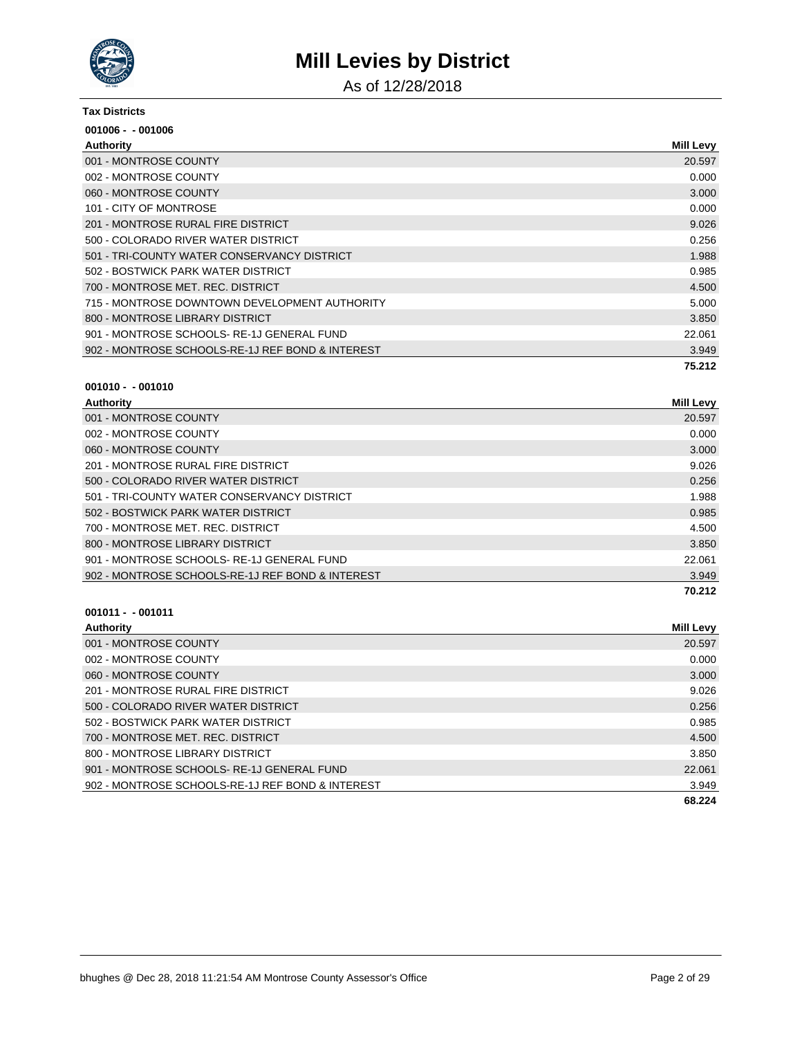# Mill Levies by District

As of 12/28/2018

**Tax Districts**

**001006 - - 001006**

| Authority | Mill Levy |
|---|---|
| 001 - MONTROSE COUNTY | 20.597 |
| 002 - MONTROSE COUNTY | 0.000 |
| 060 - MONTROSE COUNTY | 3.000 |
| 101 - CITY OF MONTROSE | 0.000 |
| 201 - MONTROSE RURAL FIRE DISTRICT | 9.026 |
| 500 - COLORADO RIVER WATER DISTRICT | 0.256 |
| 501 - TRI-COUNTY WATER CONSERVANCY DISTRICT | 1.988 |
| 502 - BOSTWICK PARK WATER DISTRICT | 0.985 |
| 700 - MONTROSE MET. REC. DISTRICT | 4.500 |
| 715 - MONTROSE DOWNTOWN DEVELOPMENT AUTHORITY | 5.000 |
| 800 - MONTROSE LIBRARY DISTRICT | 3.850 |
| 901 - MONTROSE SCHOOLS- RE-1J GENERAL FUND | 22.061 |
| 902 - MONTROSE SCHOOLS-RE-1J REF BOND & INTEREST | 3.949 |
| | **75.212** |

**001010 - - 001010**

| Authority | Mill Levy |
|---|---|
| 001 - MONTROSE COUNTY | 20.597 |
| 002 - MONTROSE COUNTY | 0.000 |
| 060 - MONTROSE COUNTY | 3.000 |
| 201 - MONTROSE RURAL FIRE DISTRICT | 9.026 |
| 500 - COLORADO RIVER WATER DISTRICT | 0.256 |
| 501 - TRI-COUNTY WATER CONSERVANCY DISTRICT | 1.988 |
| 502 - BOSTWICK PARK WATER DISTRICT | 0.985 |
| 700 - MONTROSE MET. REC. DISTRICT | 4.500 |
| 800 - MONTROSE LIBRARY DISTRICT | 3.850 |
| 901 - MONTROSE SCHOOLS- RE-1J GENERAL FUND | 22.061 |
| 902 - MONTROSE SCHOOLS-RE-1J REF BOND & INTEREST | 3.949 |
| | **70.212** |

**001011 - - 001011**

| Authority | Mill Levy |
|---|---|
| 001 - MONTROSE COUNTY | 20.597 |
| 002 - MONTROSE COUNTY | 0.000 |
| 060 - MONTROSE COUNTY | 3.000 |
| 201 - MONTROSE RURAL FIRE DISTRICT | 9.026 |
| 500 - COLORADO RIVER WATER DISTRICT | 0.256 |
| 502 - BOSTWICK PARK WATER DISTRICT | 0.985 |
| 700 - MONTROSE MET. REC. DISTRICT | 4.500 |
| 800 - MONTROSE LIBRARY DISTRICT | 3.850 |
| 901 - MONTROSE SCHOOLS- RE-1J GENERAL FUND | 22.061 |
| 902 - MONTROSE SCHOOLS-RE-1J REF BOND & INTEREST | 3.949 |
| | **68.224** |

bhughes @ Dec 28, 2018 11:21:54 AM Montrose County Assessor's Office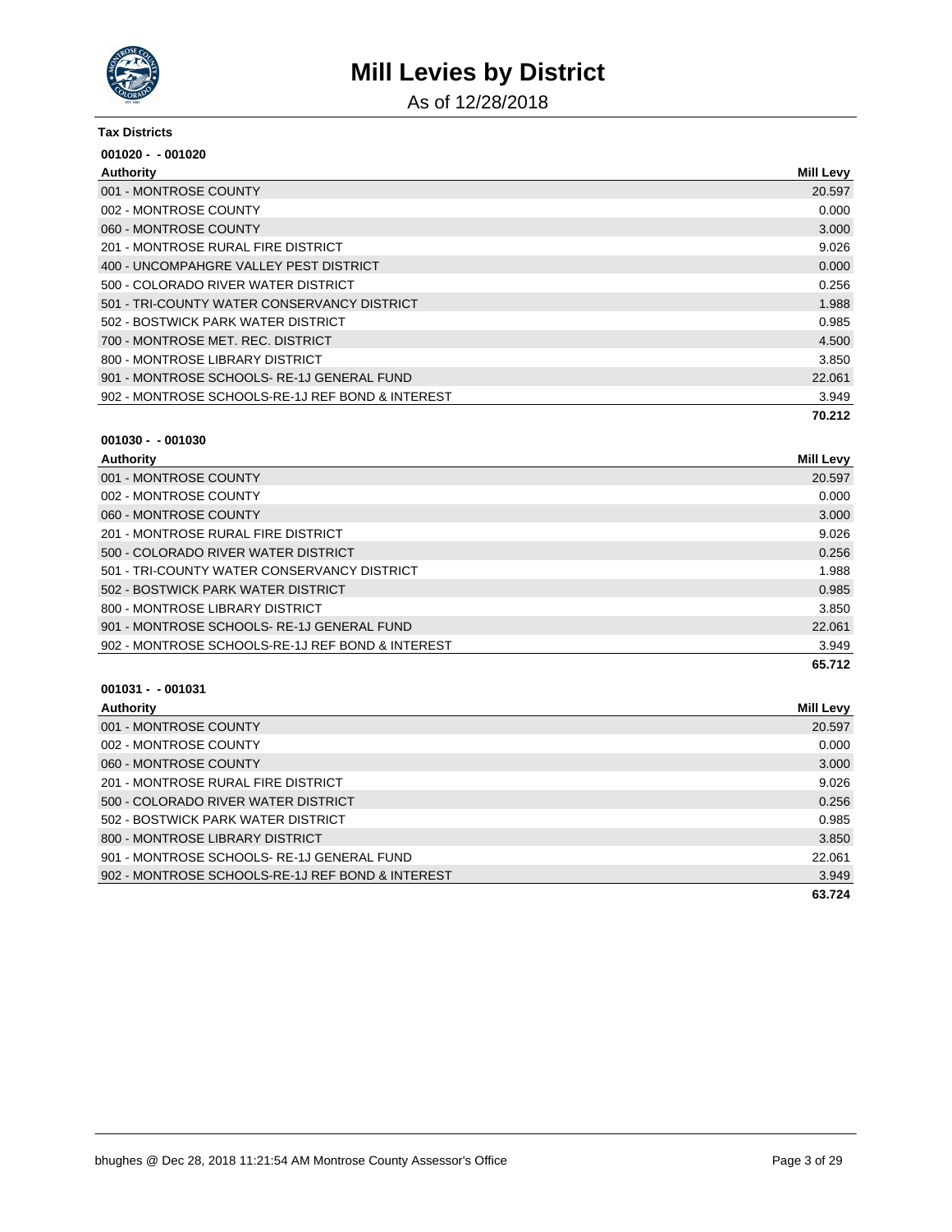# Mill Levies by District

As of 12/28/2018

**Tax Districts**

**001020 - - 001020**

| Authority | Mill Levy |
|---|---|
| 001 - MONTROSE COUNTY | 20.597 |
| 002 - MONTROSE COUNTY | 0.000 |
| 060 - MONTROSE COUNTY | 3.000 |
| 201 - MONTROSE RURAL FIRE DISTRICT | 9.026 |
| 400 - UNCOMPAHGRE VALLEY PEST DISTRICT | 0.000 |
| 500 - COLORADO RIVER WATER DISTRICT | 0.256 |
| 501 - TRI-COUNTY WATER CONSERVANCY DISTRICT | 1.988 |
| 502 - BOSTWICK PARK WATER DISTRICT | 0.985 |
| 700 - MONTROSE MET. REC. DISTRICT | 4.500 |
| 800 - MONTROSE LIBRARY DISTRICT | 3.850 |
| 901 - MONTROSE SCHOOLS- RE-1J GENERAL FUND | 22.061 |
| 902 - MONTROSE SCHOOLS-RE-1J REF BOND & INTEREST | 3.949 |
| | **70.212** |

**001030 - - 001030**

| Authority | Mill Levy |
|---|---|
| 001 - MONTROSE COUNTY | 20.597 |
| 002 - MONTROSE COUNTY | 0.000 |
| 060 - MONTROSE COUNTY | 3.000 |
| 201 - MONTROSE RURAL FIRE DISTRICT | 9.026 |
| 500 - COLORADO RIVER WATER DISTRICT | 0.256 |
| 501 - TRI-COUNTY WATER CONSERVANCY DISTRICT | 1.988 |
| 502 - BOSTWICK PARK WATER DISTRICT | 0.985 |
| 800 - MONTROSE LIBRARY DISTRICT | 3.850 |
| 901 - MONTROSE SCHOOLS- RE-1J GENERAL FUND | 22.061 |
| 902 - MONTROSE SCHOOLS-RE-1J REF BOND & INTEREST | 3.949 |
| | **65.712** |

**001031 - - 001031**

| Authority | Mill Levy |
|---|---|
| 001 - MONTROSE COUNTY | 20.597 |
| 002 - MONTROSE COUNTY | 0.000 |
| 060 - MONTROSE COUNTY | 3.000 |
| 201 - MONTROSE RURAL FIRE DISTRICT | 9.026 |
| 500 - COLORADO RIVER WATER DISTRICT | 0.256 |
| 502 - BOSTWICK PARK WATER DISTRICT | 0.985 |
| 800 - MONTROSE LIBRARY DISTRICT | 3.850 |
| 901 - MONTROSE SCHOOLS- RE-1J GENERAL FUND | 22.061 |
| 902 - MONTROSE SCHOOLS-RE-1J REF BOND & INTEREST | 3.949 |
| | **63.724** |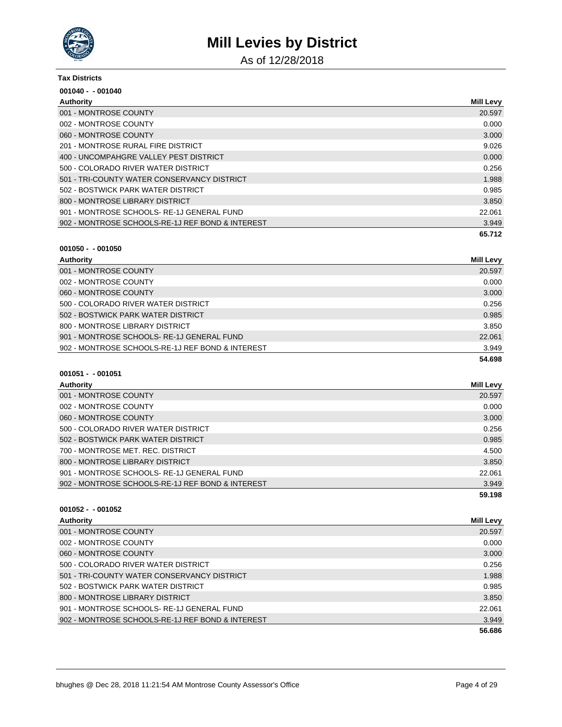# Mill Levies by District

As of 12/28/2018

**Tax Districts**

**001040 - - 001040**

| Authority | Mill Levy |
|---|---|
| 001 - MONTROSE COUNTY | 20.597 |
| 002 - MONTROSE COUNTY | 0.000 |
| 060 - MONTROSE COUNTY | 3.000 |
| 201 - MONTROSE RURAL FIRE DISTRICT | 9.026 |
| 400 - UNCOMPAHGRE VALLEY PEST DISTRICT | 0.000 |
| 500 - COLORADO RIVER WATER DISTRICT | 0.256 |
| 501 - TRI-COUNTY WATER CONSERVANCY DISTRICT | 1.988 |
| 502 - BOSTWICK PARK WATER DISTRICT | 0.985 |
| 800 - MONTROSE LIBRARY DISTRICT | 3.850 |
| 901 - MONTROSE SCHOOLS- RE-1J GENERAL FUND | 22.061 |
| 902 - MONTROSE SCHOOLS-RE-1J REF BOND & INTEREST | 3.949 |
| | **65.712** |

**001050 - - 001050**

| Authority | Mill Levy |
|---|---|
| 001 - MONTROSE COUNTY | 20.597 |
| 002 - MONTROSE COUNTY | 0.000 |
| 060 - MONTROSE COUNTY | 3.000 |
| 500 - COLORADO RIVER WATER DISTRICT | 0.256 |
| 502 - BOSTWICK PARK WATER DISTRICT | 0.985 |
| 800 - MONTROSE LIBRARY DISTRICT | 3.850 |
| 901 - MONTROSE SCHOOLS- RE-1J GENERAL FUND | 22.061 |
| 902 - MONTROSE SCHOOLS-RE-1J REF BOND & INTEREST | 3.949 |
| | **54.698** |

**001051 - - 001051**

| Authority | Mill Levy |
|---|---|
| 001 - MONTROSE COUNTY | 20.597 |
| 002 - MONTROSE COUNTY | 0.000 |
| 060 - MONTROSE COUNTY | 3.000 |
| 500 - COLORADO RIVER WATER DISTRICT | 0.256 |
| 502 - BOSTWICK PARK WATER DISTRICT | 0.985 |
| 700 - MONTROSE MET. REC. DISTRICT | 4.500 |
| 800 - MONTROSE LIBRARY DISTRICT | 3.850 |
| 901 - MONTROSE SCHOOLS- RE-1J GENERAL FUND | 22.061 |
| 902 - MONTROSE SCHOOLS-RE-1J REF BOND & INTEREST | 3.949 |
| | **59.198** |

**001052 - - 001052**

| Authority | Mill Levy |
|---|---|
| 001 - MONTROSE COUNTY | 20.597 |
| 002 - MONTROSE COUNTY | 0.000 |
| 060 - MONTROSE COUNTY | 3.000 |
| 500 - COLORADO RIVER WATER DISTRICT | 0.256 |
| 501 - TRI-COUNTY WATER CONSERVANCY DISTRICT | 1.988 |
| 502 - BOSTWICK PARK WATER DISTRICT | 0.985 |
| 800 - MONTROSE LIBRARY DISTRICT | 3.850 |
| 901 - MONTROSE SCHOOLS- RE-1J GENERAL FUND | 22.061 |
| 902 - MONTROSE SCHOOLS-RE-1J REF BOND & INTEREST | 3.949 |
| | **56.686** |

bhughes @ Dec 28, 2018 11:21:54 AM Montrose County Assessor's Office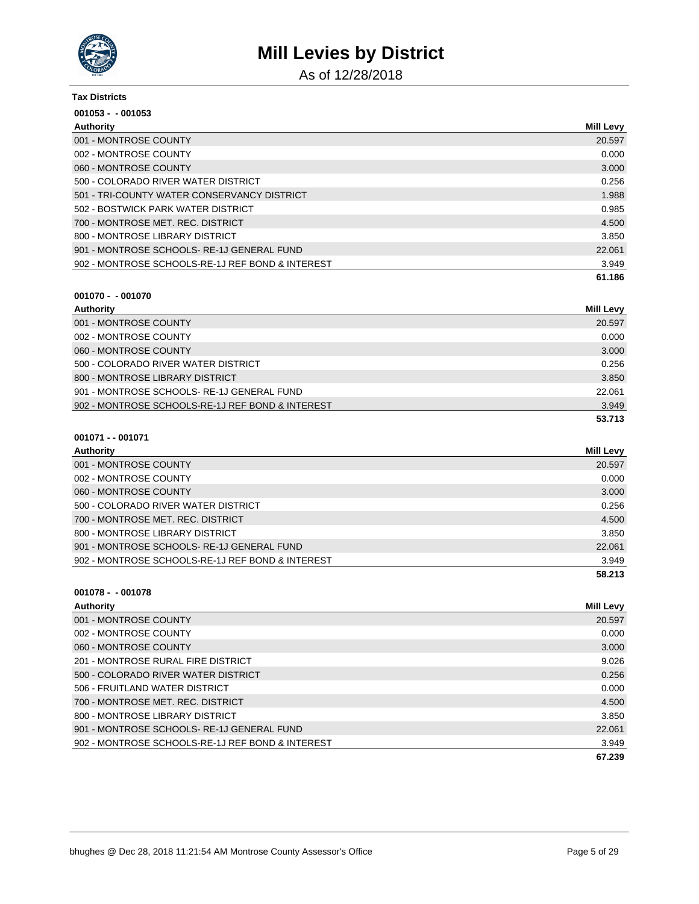# Mill Levies by District

As of 12/28/2018

**Tax Districts**

**001053 - - 001053**

| Authority | Mill Levy |
|---|---|
| 001 - MONTROSE COUNTY | 20.597 |
| 002 - MONTROSE COUNTY | 0.000 |
| 060 - MONTROSE COUNTY | 3.000 |
| 500 - COLORADO RIVER WATER DISTRICT | 0.256 |
| 501 - TRI-COUNTY WATER CONSERVANCY DISTRICT | 1.988 |
| 502 - BOSTWICK PARK WATER DISTRICT | 0.985 |
| 700 - MONTROSE MET. REC. DISTRICT | 4.500 |
| 800 - MONTROSE LIBRARY DISTRICT | 3.850 |
| 901 - MONTROSE SCHOOLS- RE-1J GENERAL FUND | 22.061 |
| 902 - MONTROSE SCHOOLS-RE-1J REF BOND & INTEREST | 3.949 |
| | **61.186** |

**001070 - - 001070**

| Authority | Mill Levy |
|---|---|
| 001 - MONTROSE COUNTY | 20.597 |
| 002 - MONTROSE COUNTY | 0.000 |
| 060 - MONTROSE COUNTY | 3.000 |
| 500 - COLORADO RIVER WATER DISTRICT | 0.256 |
| 800 - MONTROSE LIBRARY DISTRICT | 3.850 |
| 901 - MONTROSE SCHOOLS- RE-1J GENERAL FUND | 22.061 |
| 902 - MONTROSE SCHOOLS-RE-1J REF BOND & INTEREST | 3.949 |
| | **53.713** |

**001071 - - 001071**

| Authority | Mill Levy |
|---|---|
| 001 - MONTROSE COUNTY | 20.597 |
| 002 - MONTROSE COUNTY | 0.000 |
| 060 - MONTROSE COUNTY | 3.000 |
| 500 - COLORADO RIVER WATER DISTRICT | 0.256 |
| 700 - MONTROSE MET. REC. DISTRICT | 4.500 |
| 800 - MONTROSE LIBRARY DISTRICT | 3.850 |
| 901 - MONTROSE SCHOOLS- RE-1J GENERAL FUND | 22.061 |
| 902 - MONTROSE SCHOOLS-RE-1J REF BOND & INTEREST | 3.949 |
| | **58.213** |

**001078 - - 001078**

| Authority | Mill Levy |
|---|---|
| 001 - MONTROSE COUNTY | 20.597 |
| 002 - MONTROSE COUNTY | 0.000 |
| 060 - MONTROSE COUNTY | 3.000 |
| 201 - MONTROSE RURAL FIRE DISTRICT | 9.026 |
| 500 - COLORADO RIVER WATER DISTRICT | 0.256 |
| 506 - FRUITLAND WATER DISTRICT | 0.000 |
| 700 - MONTROSE MET. REC. DISTRICT | 4.500 |
| 800 - MONTROSE LIBRARY DISTRICT | 3.850 |
| 901 - MONTROSE SCHOOLS- RE-1J GENERAL FUND | 22.061 |
| 902 - MONTROSE SCHOOLS-RE-1J REF BOND & INTEREST | 3.949 |
| | **67.239** |

bhughes @ Dec 28, 2018 11:21:54 AM Montrose County Assessor's Office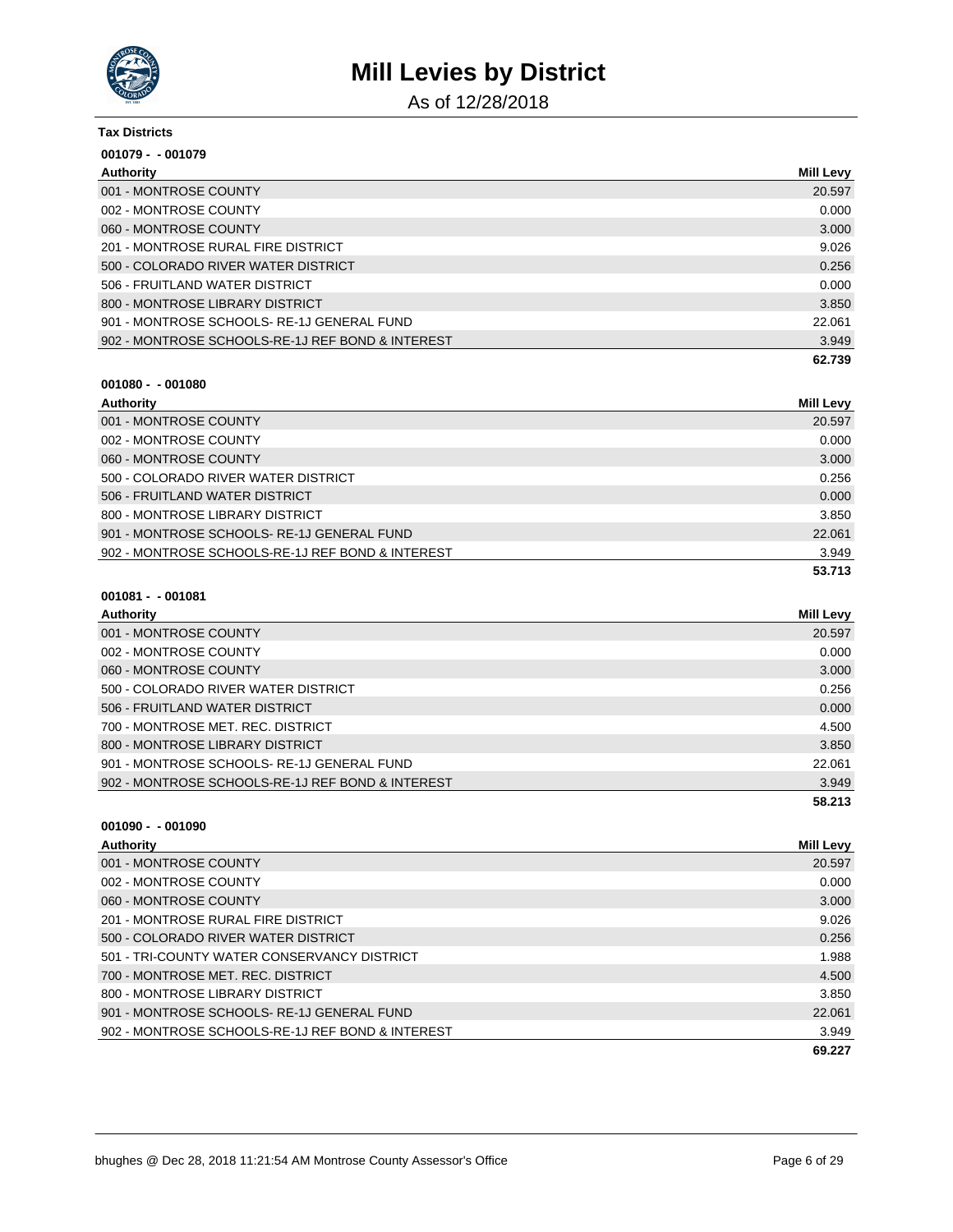# Mill Levies by District

As of 12/28/2018

**Tax Districts**

**001079 - - 001079**

| Authority | Mill Levy |
|---|---|
| 001 - MONTROSE COUNTY | 20.597 |
| 002 - MONTROSE COUNTY | 0.000 |
| 060 - MONTROSE COUNTY | 3.000 |
| 201 - MONTROSE RURAL FIRE DISTRICT | 9.026 |
| 500 - COLORADO RIVER WATER DISTRICT | 0.256 |
| 506 - FRUITLAND WATER DISTRICT | 0.000 |
| 800 - MONTROSE LIBRARY DISTRICT | 3.850 |
| 901 - MONTROSE SCHOOLS- RE-1J GENERAL FUND | 22.061 |
| 902 - MONTROSE SCHOOLS-RE-1J REF BOND & INTEREST | 3.949 |
| | **62.739** |

**001080 - - 001080**

| Authority | Mill Levy |
|---|---|
| 001 - MONTROSE COUNTY | 20.597 |
| 002 - MONTROSE COUNTY | 0.000 |
| 060 - MONTROSE COUNTY | 3.000 |
| 500 - COLORADO RIVER WATER DISTRICT | 0.256 |
| 506 - FRUITLAND WATER DISTRICT | 0.000 |
| 800 - MONTROSE LIBRARY DISTRICT | 3.850 |
| 901 - MONTROSE SCHOOLS- RE-1J GENERAL FUND | 22.061 |
| 902 - MONTROSE SCHOOLS-RE-1J REF BOND & INTEREST | 3.949 |
| | **53.713** |

**001081 - - 001081**

| Authority | Mill Levy |
|---|---|
| 001 - MONTROSE COUNTY | 20.597 |
| 002 - MONTROSE COUNTY | 0.000 |
| 060 - MONTROSE COUNTY | 3.000 |
| 500 - COLORADO RIVER WATER DISTRICT | 0.256 |
| 506 - FRUITLAND WATER DISTRICT | 0.000 |
| 700 - MONTROSE MET. REC. DISTRICT | 4.500 |
| 800 - MONTROSE LIBRARY DISTRICT | 3.850 |
| 901 - MONTROSE SCHOOLS- RE-1J GENERAL FUND | 22.061 |
| 902 - MONTROSE SCHOOLS-RE-1J REF BOND & INTEREST | 3.949 |
| | **58.213** |

**001090 - - 001090**

| Authority | Mill Levy |
|---|---|
| 001 - MONTROSE COUNTY | 20.597 |
| 002 - MONTROSE COUNTY | 0.000 |
| 060 - MONTROSE COUNTY | 3.000 |
| 201 - MONTROSE RURAL FIRE DISTRICT | 9.026 |
| 500 - COLORADO RIVER WATER DISTRICT | 0.256 |
| 501 - TRI-COUNTY WATER CONSERVANCY DISTRICT | 1.988 |
| 700 - MONTROSE MET. REC. DISTRICT | 4.500 |
| 800 - MONTROSE LIBRARY DISTRICT | 3.850 |
| 901 - MONTROSE SCHOOLS- RE-1J GENERAL FUND | 22.061 |
| 902 - MONTROSE SCHOOLS-RE-1J REF BOND & INTEREST | 3.949 |
| | **69.227** |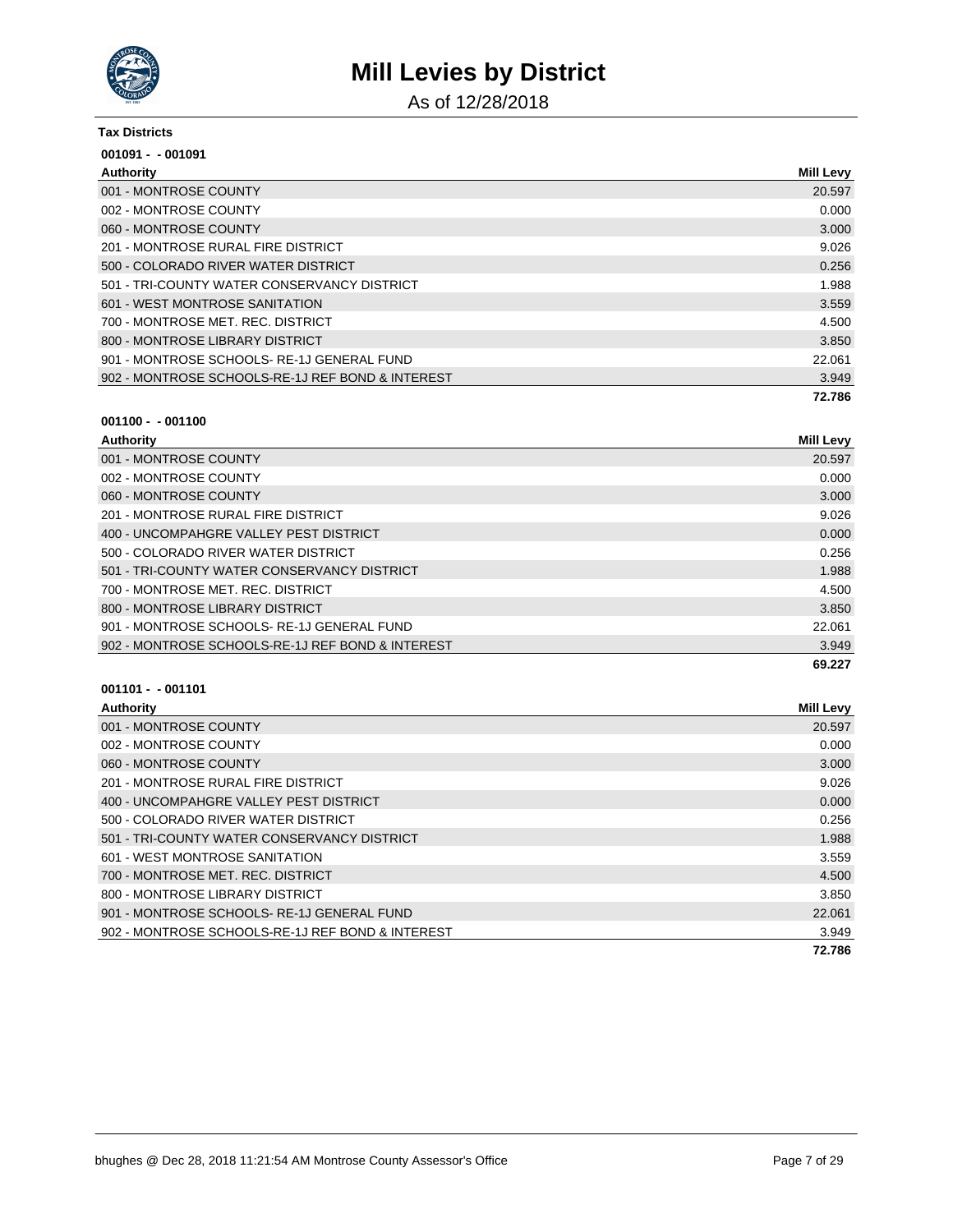# Mill Levies by District

As of 12/28/2018

**Tax Districts**

**001091 - - 001091**

| Authority | Mill Levy |
| --- | --- |
| 001 - MONTROSE COUNTY | 20.597 |
| 002 - MONTROSE COUNTY | 0.000 |
| 060 - MONTROSE COUNTY | 3.000 |
| 201 - MONTROSE RURAL FIRE DISTRICT | 9.026 |
| 500 - COLORADO RIVER WATER DISTRICT | 0.256 |
| 501 - TRI-COUNTY WATER CONSERVANCY DISTRICT | 1.988 |
| 601 - WEST MONTROSE SANITATION | 3.559 |
| 700 - MONTROSE MET. REC. DISTRICT | 4.500 |
| 800 - MONTROSE LIBRARY DISTRICT | 3.850 |
| 901 - MONTROSE SCHOOLS- RE-1J GENERAL FUND | 22.061 |
| 902 - MONTROSE SCHOOLS-RE-1J REF BOND & INTEREST | 3.949 |
| | **72.786** |

**001100 - - 001100**

| Authority | Mill Levy |
| --- | --- |
| 001 - MONTROSE COUNTY | 20.597 |
| 002 - MONTROSE COUNTY | 0.000 |
| 060 - MONTROSE COUNTY | 3.000 |
| 201 - MONTROSE RURAL FIRE DISTRICT | 9.026 |
| 400 - UNCOMPAHGRE VALLEY PEST DISTRICT | 0.000 |
| 500 - COLORADO RIVER WATER DISTRICT | 0.256 |
| 501 - TRI-COUNTY WATER CONSERVANCY DISTRICT | 1.988 |
| 700 - MONTROSE MET. REC. DISTRICT | 4.500 |
| 800 - MONTROSE LIBRARY DISTRICT | 3.850 |
| 901 - MONTROSE SCHOOLS- RE-1J GENERAL FUND | 22.061 |
| 902 - MONTROSE SCHOOLS-RE-1J REF BOND & INTEREST | 3.949 |
| | **69.227** |

**001101 - - 001101**

| Authority | Mill Levy |
| --- | --- |
| 001 - MONTROSE COUNTY | 20.597 |
| 002 - MONTROSE COUNTY | 0.000 |
| 060 - MONTROSE COUNTY | 3.000 |
| 201 - MONTROSE RURAL FIRE DISTRICT | 9.026 |
| 400 - UNCOMPAHGRE VALLEY PEST DISTRICT | 0.000 |
| 500 - COLORADO RIVER WATER DISTRICT | 0.256 |
| 501 - TRI-COUNTY WATER CONSERVANCY DISTRICT | 1.988 |
| 601 - WEST MONTROSE SANITATION | 3.559 |
| 700 - MONTROSE MET. REC. DISTRICT | 4.500 |
| 800 - MONTROSE LIBRARY DISTRICT | 3.850 |
| 901 - MONTROSE SCHOOLS- RE-1J GENERAL FUND | 22.061 |
| 902 - MONTROSE SCHOOLS-RE-1J REF BOND & INTEREST | 3.949 |
| | **72.786** |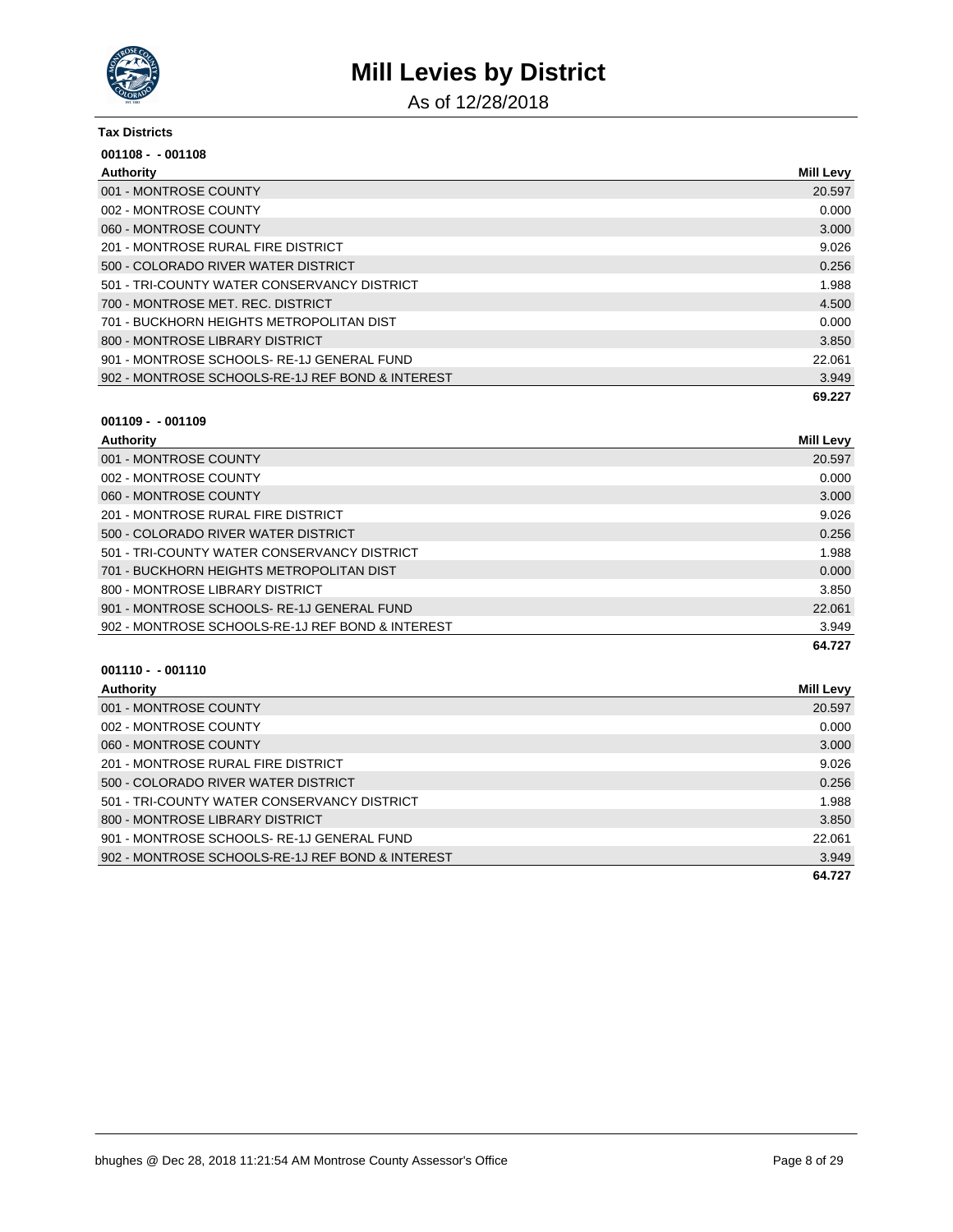# Mill Levies by District

As of 12/28/2018

**Tax Districts**

**001108 - - 001108**

| Authority | Mill Levy |
|---|---|
| 001 - MONTROSE COUNTY | 20.597 |
| 002 - MONTROSE COUNTY | 0.000 |
| 060 - MONTROSE COUNTY | 3.000 |
| 201 - MONTROSE RURAL FIRE DISTRICT | 9.026 |
| 500 - COLORADO RIVER WATER DISTRICT | 0.256 |
| 501 - TRI-COUNTY WATER CONSERVANCY DISTRICT | 1.988 |
| 700 - MONTROSE MET. REC. DISTRICT | 4.500 |
| 701 - BUCKHORN HEIGHTS METROPOLITAN DIST | 0.000 |
| 800 - MONTROSE LIBRARY DISTRICT | 3.850 |
| 901 - MONTROSE SCHOOLS- RE-1J GENERAL FUND | 22.061 |
| 902 - MONTROSE SCHOOLS-RE-1J REF BOND & INTEREST | 3.949 |
| | **69.227** |

**001109 - - 001109**

| Authority | Mill Levy |
|---|---|
| 001 - MONTROSE COUNTY | 20.597 |
| 002 - MONTROSE COUNTY | 0.000 |
| 060 - MONTROSE COUNTY | 3.000 |
| 201 - MONTROSE RURAL FIRE DISTRICT | 9.026 |
| 500 - COLORADO RIVER WATER DISTRICT | 0.256 |
| 501 - TRI-COUNTY WATER CONSERVANCY DISTRICT | 1.988 |
| 701 - BUCKHORN HEIGHTS METROPOLITAN DIST | 0.000 |
| 800 - MONTROSE LIBRARY DISTRICT | 3.850 |
| 901 - MONTROSE SCHOOLS- RE-1J GENERAL FUND | 22.061 |
| 902 - MONTROSE SCHOOLS-RE-1J REF BOND & INTEREST | 3.949 |
| | **64.727** |

**001110 - - 001110**

| Authority | Mill Levy |
|---|---|
| 001 - MONTROSE COUNTY | 20.597 |
| 002 - MONTROSE COUNTY | 0.000 |
| 060 - MONTROSE COUNTY | 3.000 |
| 201 - MONTROSE RURAL FIRE DISTRICT | 9.026 |
| 500 - COLORADO RIVER WATER DISTRICT | 0.256 |
| 501 - TRI-COUNTY WATER CONSERVANCY DISTRICT | 1.988 |
| 800 - MONTROSE LIBRARY DISTRICT | 3.850 |
| 901 - MONTROSE SCHOOLS- RE-1J GENERAL FUND | 22.061 |
| 902 - MONTROSE SCHOOLS-RE-1J REF BOND & INTEREST | 3.949 |
| | **64.727** |

bhughes @ Dec 28, 2018 11:21:54 AM Montrose County Assessor's Office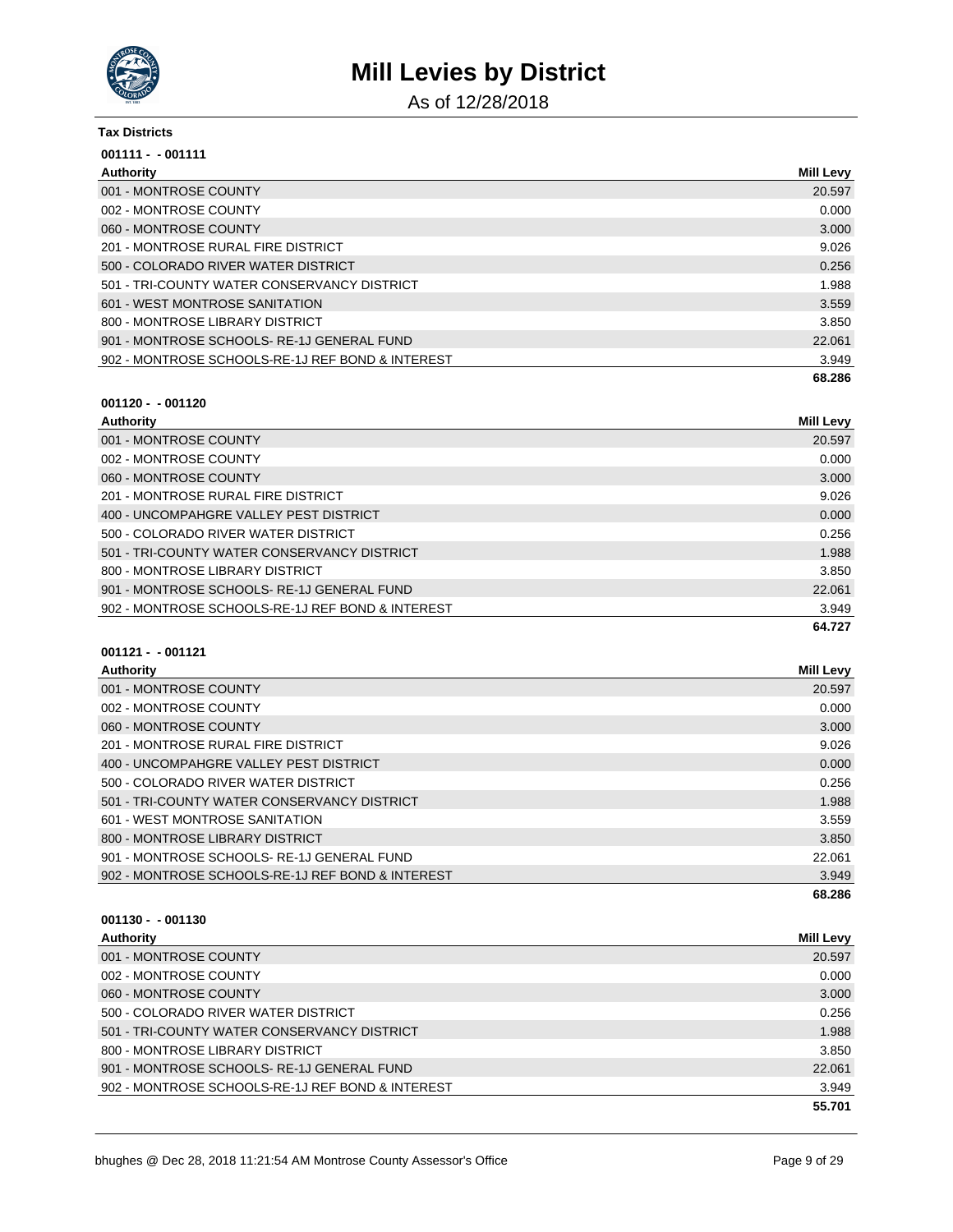# Mill Levies by District

As of 12/28/2018

**Tax Districts**

**001111 - - 001111**

| Authority | Mill Levy |
|---|---|
| 001 - MONTROSE COUNTY | 20.597 |
| 002 - MONTROSE COUNTY | 0.000 |
| 060 - MONTROSE COUNTY | 3.000 |
| 201 - MONTROSE RURAL FIRE DISTRICT | 9.026 |
| 500 - COLORADO RIVER WATER DISTRICT | 0.256 |
| 501 - TRI-COUNTY WATER CONSERVANCY DISTRICT | 1.988 |
| 601 - WEST MONTROSE SANITATION | 3.559 |
| 800 - MONTROSE LIBRARY DISTRICT | 3.850 |
| 901 - MONTROSE SCHOOLS- RE-1J GENERAL FUND | 22.061 |
| 902 - MONTROSE SCHOOLS-RE-1J REF BOND & INTEREST | 3.949 |
| | **68.286** |

**001120 - - 001120**

| Authority | Mill Levy |
|---|---|
| 001 - MONTROSE COUNTY | 20.597 |
| 002 - MONTROSE COUNTY | 0.000 |
| 060 - MONTROSE COUNTY | 3.000 |
| 201 - MONTROSE RURAL FIRE DISTRICT | 9.026 |
| 400 - UNCOMPAHGRE VALLEY PEST DISTRICT | 0.000 |
| 500 - COLORADO RIVER WATER DISTRICT | 0.256 |
| 501 - TRI-COUNTY WATER CONSERVANCY DISTRICT | 1.988 |
| 800 - MONTROSE LIBRARY DISTRICT | 3.850 |
| 901 - MONTROSE SCHOOLS- RE-1J GENERAL FUND | 22.061 |
| 902 - MONTROSE SCHOOLS-RE-1J REF BOND & INTEREST | 3.949 |
| | **64.727** |

**001121 - - 001121**

| Authority | Mill Levy |
|---|---|
| 001 - MONTROSE COUNTY | 20.597 |
| 002 - MONTROSE COUNTY | 0.000 |
| 060 - MONTROSE COUNTY | 3.000 |
| 201 - MONTROSE RURAL FIRE DISTRICT | 9.026 |
| 400 - UNCOMPAHGRE VALLEY PEST DISTRICT | 0.000 |
| 500 - COLORADO RIVER WATER DISTRICT | 0.256 |
| 501 - TRI-COUNTY WATER CONSERVANCY DISTRICT | 1.988 |
| 601 - WEST MONTROSE SANITATION | 3.559 |
| 800 - MONTROSE LIBRARY DISTRICT | 3.850 |
| 901 - MONTROSE SCHOOLS- RE-1J GENERAL FUND | 22.061 |
| 902 - MONTROSE SCHOOLS-RE-1J REF BOND & INTEREST | 3.949 |
| | **68.286** |

**001130 - - 001130**

| Authority | Mill Levy |
|---|---|
| 001 - MONTROSE COUNTY | 20.597 |
| 002 - MONTROSE COUNTY | 0.000 |
| 060 - MONTROSE COUNTY | 3.000 |
| 500 - COLORADO RIVER WATER DISTRICT | 0.256 |
| 501 - TRI-COUNTY WATER CONSERVANCY DISTRICT | 1.988 |
| 800 - MONTROSE LIBRARY DISTRICT | 3.850 |
| 901 - MONTROSE SCHOOLS- RE-1J GENERAL FUND | 22.061 |
| 902 - MONTROSE SCHOOLS-RE-1J REF BOND & INTEREST | 3.949 |
| | **55.701** |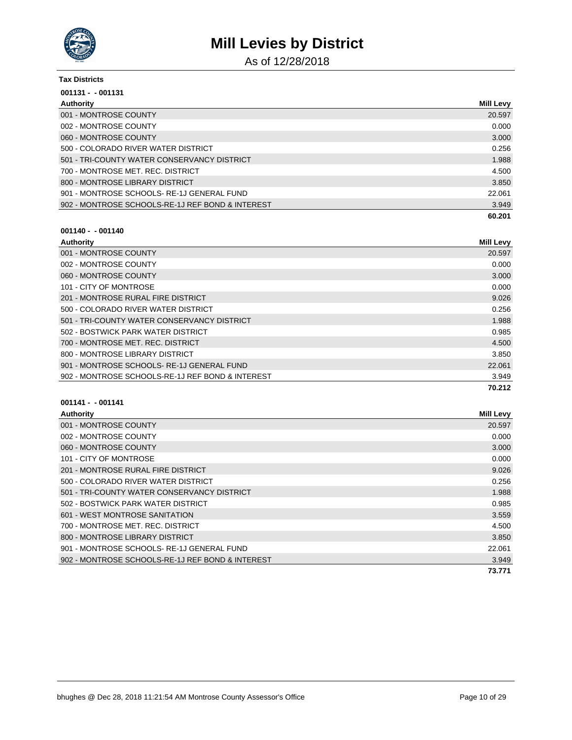# Mill Levies by District

As of 12/28/2018

**Tax Districts**

**001131 - - 001131**

| Authority | Mill Levy |
|---|---|
| 001 - MONTROSE COUNTY | 20.597 |
| 002 - MONTROSE COUNTY | 0.000 |
| 060 - MONTROSE COUNTY | 3.000 |
| 500 - COLORADO RIVER WATER DISTRICT | 0.256 |
| 501 - TRI-COUNTY WATER CONSERVANCY DISTRICT | 1.988 |
| 700 - MONTROSE MET. REC. DISTRICT | 4.500 |
| 800 - MONTROSE LIBRARY DISTRICT | 3.850 |
| 901 - MONTROSE SCHOOLS- RE-1J GENERAL FUND | 22.061 |
| 902 - MONTROSE SCHOOLS-RE-1J REF BOND & INTEREST | 3.949 |
| | **60.201** |

**001140 - - 001140**

| Authority | Mill Levy |
|---|---|
| 001 - MONTROSE COUNTY | 20.597 |
| 002 - MONTROSE COUNTY | 0.000 |
| 060 - MONTROSE COUNTY | 3.000 |
| 101 - CITY OF MONTROSE | 0.000 |
| 201 - MONTROSE RURAL FIRE DISTRICT | 9.026 |
| 500 - COLORADO RIVER WATER DISTRICT | 0.256 |
| 501 - TRI-COUNTY WATER CONSERVANCY DISTRICT | 1.988 |
| 502 - BOSTWICK PARK WATER DISTRICT | 0.985 |
| 700 - MONTROSE MET. REC. DISTRICT | 4.500 |
| 800 - MONTROSE LIBRARY DISTRICT | 3.850 |
| 901 - MONTROSE SCHOOLS- RE-1J GENERAL FUND | 22.061 |
| 902 - MONTROSE SCHOOLS-RE-1J REF BOND & INTEREST | 3.949 |
| | **70.212** |

**001141 - - 001141**

| Authority | Mill Levy |
|---|---|
| 001 - MONTROSE COUNTY | 20.597 |
| 002 - MONTROSE COUNTY | 0.000 |
| 060 - MONTROSE COUNTY | 3.000 |
| 101 - CITY OF MONTROSE | 0.000 |
| 201 - MONTROSE RURAL FIRE DISTRICT | 9.026 |
| 500 - COLORADO RIVER WATER DISTRICT | 0.256 |
| 501 - TRI-COUNTY WATER CONSERVANCY DISTRICT | 1.988 |
| 502 - BOSTWICK PARK WATER DISTRICT | 0.985 |
| 601 - WEST MONTROSE SANITATION | 3.559 |
| 700 - MONTROSE MET. REC. DISTRICT | 4.500 |
| 800 - MONTROSE LIBRARY DISTRICT | 3.850 |
| 901 - MONTROSE SCHOOLS- RE-1J GENERAL FUND | 22.061 |
| 902 - MONTROSE SCHOOLS-RE-1J REF BOND & INTEREST | 3.949 |
| | **73.771** |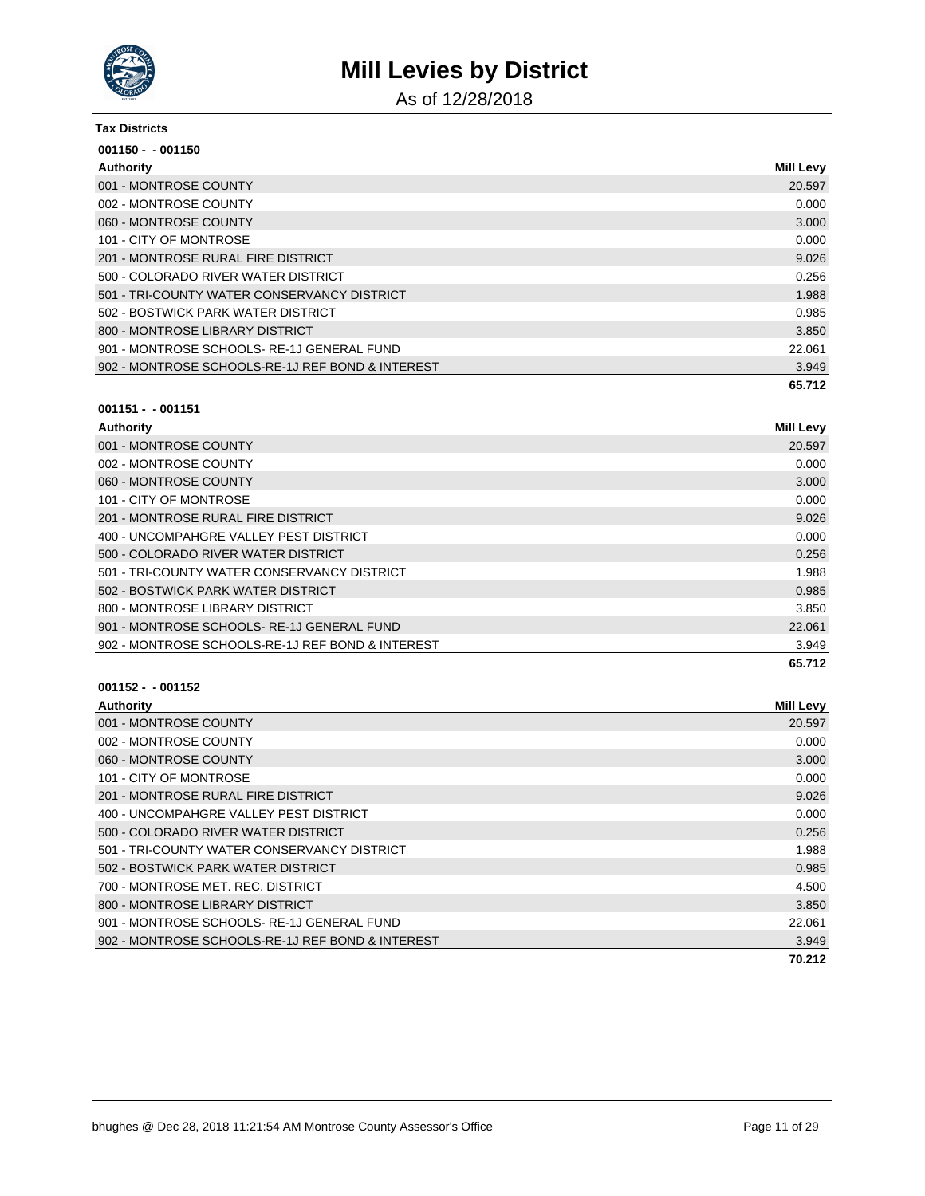# Mill Levies by District

As of 12/28/2018

**Tax Districts**

**001150 - - 001150**

| Authority | Mill Levy |
|---|---|
| 001 - MONTROSE COUNTY | 20.597 |
| 002 - MONTROSE COUNTY | 0.000 |
| 060 - MONTROSE COUNTY | 3.000 |
| 101 - CITY OF MONTROSE | 0.000 |
| 201 - MONTROSE RURAL FIRE DISTRICT | 9.026 |
| 500 - COLORADO RIVER WATER DISTRICT | 0.256 |
| 501 - TRI-COUNTY WATER CONSERVANCY DISTRICT | 1.988 |
| 502 - BOSTWICK PARK WATER DISTRICT | 0.985 |
| 800 - MONTROSE LIBRARY DISTRICT | 3.850 |
| 901 - MONTROSE SCHOOLS- RE-1J GENERAL FUND | 22.061 |
| 902 - MONTROSE SCHOOLS-RE-1J REF BOND & INTEREST | 3.949 |
| | **65.712** |

**001151 - - 001151**

| Authority | Mill Levy |
|---|---|
| 001 - MONTROSE COUNTY | 20.597 |
| 002 - MONTROSE COUNTY | 0.000 |
| 060 - MONTROSE COUNTY | 3.000 |
| 101 - CITY OF MONTROSE | 0.000 |
| 201 - MONTROSE RURAL FIRE DISTRICT | 9.026 |
| 400 - UNCOMPAHGRE VALLEY PEST DISTRICT | 0.000 |
| 500 - COLORADO RIVER WATER DISTRICT | 0.256 |
| 501 - TRI-COUNTY WATER CONSERVANCY DISTRICT | 1.988 |
| 502 - BOSTWICK PARK WATER DISTRICT | 0.985 |
| 800 - MONTROSE LIBRARY DISTRICT | 3.850 |
| 901 - MONTROSE SCHOOLS- RE-1J GENERAL FUND | 22.061 |
| 902 - MONTROSE SCHOOLS-RE-1J REF BOND & INTEREST | 3.949 |
| | **65.712** |

**001152 - - 001152**

| Authority | Mill Levy |
|---|---|
| 001 - MONTROSE COUNTY | 20.597 |
| 002 - MONTROSE COUNTY | 0.000 |
| 060 - MONTROSE COUNTY | 3.000 |
| 101 - CITY OF MONTROSE | 0.000 |
| 201 - MONTROSE RURAL FIRE DISTRICT | 9.026 |
| 400 - UNCOMPAHGRE VALLEY PEST DISTRICT | 0.000 |
| 500 - COLORADO RIVER WATER DISTRICT | 0.256 |
| 501 - TRI-COUNTY WATER CONSERVANCY DISTRICT | 1.988 |
| 502 - BOSTWICK PARK WATER DISTRICT | 0.985 |
| 700 - MONTROSE MET. REC. DISTRICT | 4.500 |
| 800 - MONTROSE LIBRARY DISTRICT | 3.850 |
| 901 - MONTROSE SCHOOLS- RE-1J GENERAL FUND | 22.061 |
| 902 - MONTROSE SCHOOLS-RE-1J REF BOND & INTEREST | 3.949 |
| | **70.212** |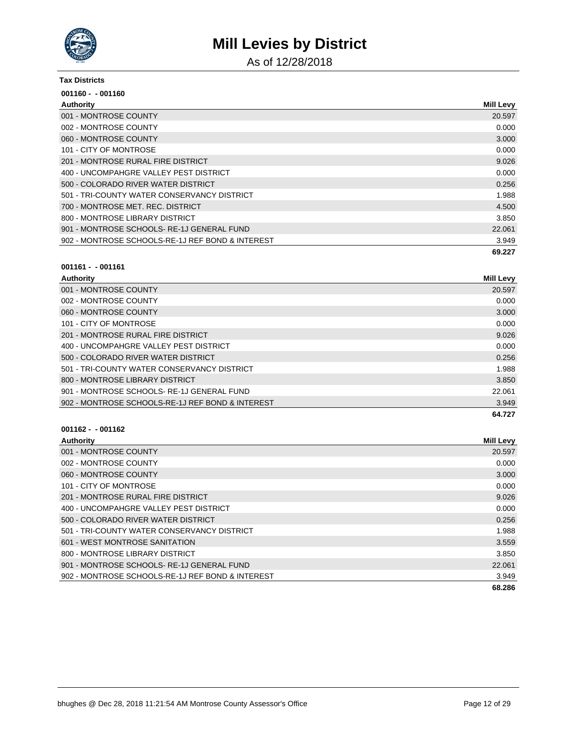# Mill Levies by District

As of 12/28/2018

**Tax Districts**

**001160 - - 001160**

| Authority | Mill Levy |
|---|---|
| 001 - MONTROSE COUNTY | 20.597 |
| 002 - MONTROSE COUNTY | 0.000 |
| 060 - MONTROSE COUNTY | 3.000 |
| 101 - CITY OF MONTROSE | 0.000 |
| 201 - MONTROSE RURAL FIRE DISTRICT | 9.026 |
| 400 - UNCOMPAHGRE VALLEY PEST DISTRICT | 0.000 |
| 500 - COLORADO RIVER WATER DISTRICT | 0.256 |
| 501 - TRI-COUNTY WATER CONSERVANCY DISTRICT | 1.988 |
| 700 - MONTROSE MET. REC. DISTRICT | 4.500 |
| 800 - MONTROSE LIBRARY DISTRICT | 3.850 |
| 901 - MONTROSE SCHOOLS- RE-1J GENERAL FUND | 22.061 |
| 902 - MONTROSE SCHOOLS-RE-1J REF BOND & INTEREST | 3.949 |
| | **69.227** |

**001161 - - 001161**

| Authority | Mill Levy |
|---|---|
| 001 - MONTROSE COUNTY | 20.597 |
| 002 - MONTROSE COUNTY | 0.000 |
| 060 - MONTROSE COUNTY | 3.000 |
| 101 - CITY OF MONTROSE | 0.000 |
| 201 - MONTROSE RURAL FIRE DISTRICT | 9.026 |
| 400 - UNCOMPAHGRE VALLEY PEST DISTRICT | 0.000 |
| 500 - COLORADO RIVER WATER DISTRICT | 0.256 |
| 501 - TRI-COUNTY WATER CONSERVANCY DISTRICT | 1.988 |
| 800 - MONTROSE LIBRARY DISTRICT | 3.850 |
| 901 - MONTROSE SCHOOLS- RE-1J GENERAL FUND | 22.061 |
| 902 - MONTROSE SCHOOLS-RE-1J REF BOND & INTEREST | 3.949 |
| | **64.727** |

**001162 - - 001162**

| Authority | Mill Levy |
|---|---|
| 001 - MONTROSE COUNTY | 20.597 |
| 002 - MONTROSE COUNTY | 0.000 |
| 060 - MONTROSE COUNTY | 3.000 |
| 101 - CITY OF MONTROSE | 0.000 |
| 201 - MONTROSE RURAL FIRE DISTRICT | 9.026 |
| 400 - UNCOMPAHGRE VALLEY PEST DISTRICT | 0.000 |
| 500 - COLORADO RIVER WATER DISTRICT | 0.256 |
| 501 - TRI-COUNTY WATER CONSERVANCY DISTRICT | 1.988 |
| 601 - WEST MONTROSE SANITATION | 3.559 |
| 800 - MONTROSE LIBRARY DISTRICT | 3.850 |
| 901 - MONTROSE SCHOOLS- RE-1J GENERAL FUND | 22.061 |
| 902 - MONTROSE SCHOOLS-RE-1J REF BOND & INTEREST | 3.949 |
| | **68.286** |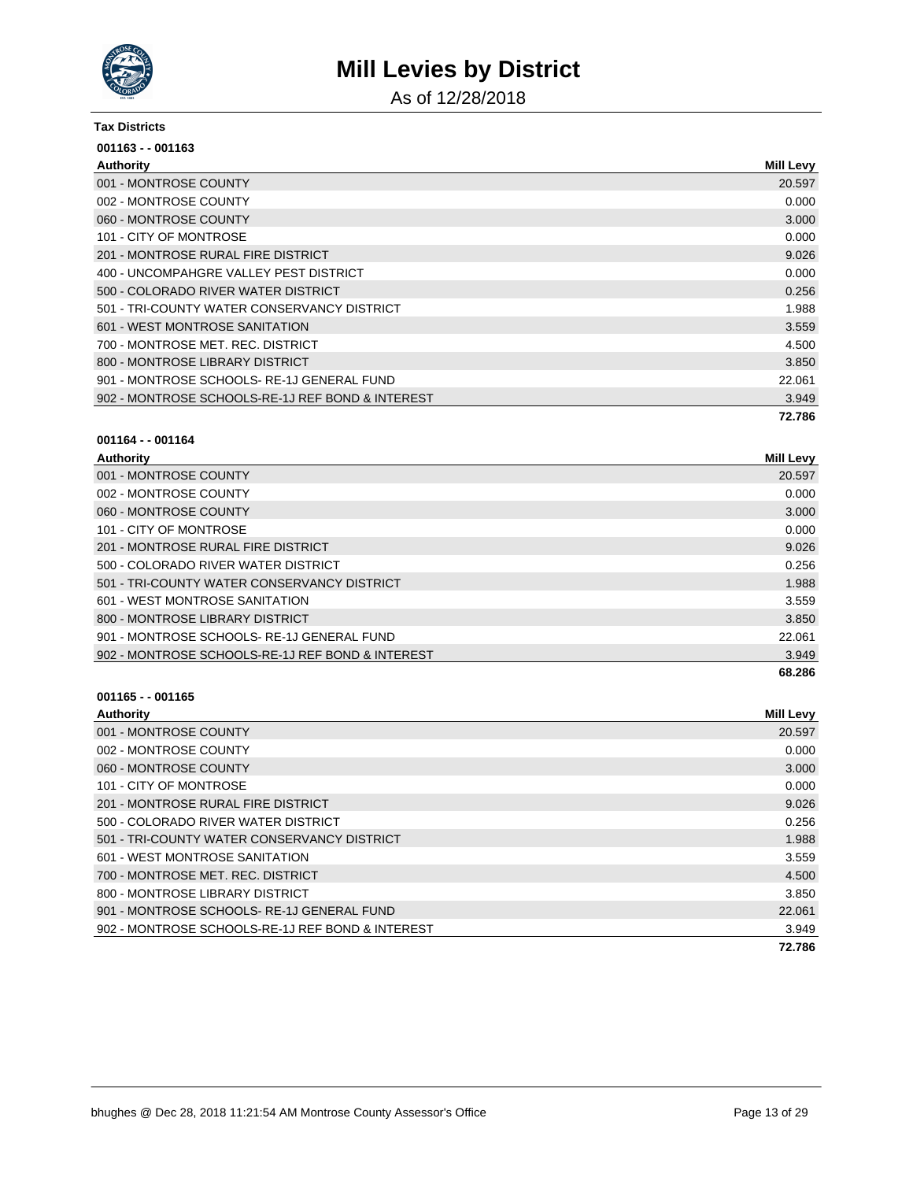# Mill Levies by District

As of 12/28/2018

**Tax Districts**

**001163 - - 001163**

| Authority | Mill Levy |
|---|---|
| 001 - MONTROSE COUNTY | 20.597 |
| 002 - MONTROSE COUNTY | 0.000 |
| 060 - MONTROSE COUNTY | 3.000 |
| 101 - CITY OF MONTROSE | 0.000 |
| 201 - MONTROSE RURAL FIRE DISTRICT | 9.026 |
| 400 - UNCOMPAHGRE VALLEY PEST DISTRICT | 0.000 |
| 500 - COLORADO RIVER WATER DISTRICT | 0.256 |
| 501 - TRI-COUNTY WATER CONSERVANCY DISTRICT | 1.988 |
| 601 - WEST MONTROSE SANITATION | 3.559 |
| 700 - MONTROSE MET. REC. DISTRICT | 4.500 |
| 800 - MONTROSE LIBRARY DISTRICT | 3.850 |
| 901 - MONTROSE SCHOOLS- RE-1J GENERAL FUND | 22.061 |
| 902 - MONTROSE SCHOOLS-RE-1J REF BOND & INTEREST | 3.949 |
| | **72.786** |

**001164 - - 001164**

| Authority | Mill Levy |
|---|---|
| 001 - MONTROSE COUNTY | 20.597 |
| 002 - MONTROSE COUNTY | 0.000 |
| 060 - MONTROSE COUNTY | 3.000 |
| 101 - CITY OF MONTROSE | 0.000 |
| 201 - MONTROSE RURAL FIRE DISTRICT | 9.026 |
| 500 - COLORADO RIVER WATER DISTRICT | 0.256 |
| 501 - TRI-COUNTY WATER CONSERVANCY DISTRICT | 1.988 |
| 601 - WEST MONTROSE SANITATION | 3.559 |
| 800 - MONTROSE LIBRARY DISTRICT | 3.850 |
| 901 - MONTROSE SCHOOLS- RE-1J GENERAL FUND | 22.061 |
| 902 - MONTROSE SCHOOLS-RE-1J REF BOND & INTEREST | 3.949 |
| | **68.286** |

**001165 - - 001165**

| Authority | Mill Levy |
|---|---|
| 001 - MONTROSE COUNTY | 20.597 |
| 002 - MONTROSE COUNTY | 0.000 |
| 060 - MONTROSE COUNTY | 3.000 |
| 101 - CITY OF MONTROSE | 0.000 |
| 201 - MONTROSE RURAL FIRE DISTRICT | 9.026 |
| 500 - COLORADO RIVER WATER DISTRICT | 0.256 |
| 501 - TRI-COUNTY WATER CONSERVANCY DISTRICT | 1.988 |
| 601 - WEST MONTROSE SANITATION | 3.559 |
| 700 - MONTROSE MET. REC. DISTRICT | 4.500 |
| 800 - MONTROSE LIBRARY DISTRICT | 3.850 |
| 901 - MONTROSE SCHOOLS- RE-1J GENERAL FUND | 22.061 |
| 902 - MONTROSE SCHOOLS-RE-1J REF BOND & INTEREST | 3.949 |
| | **72.786** |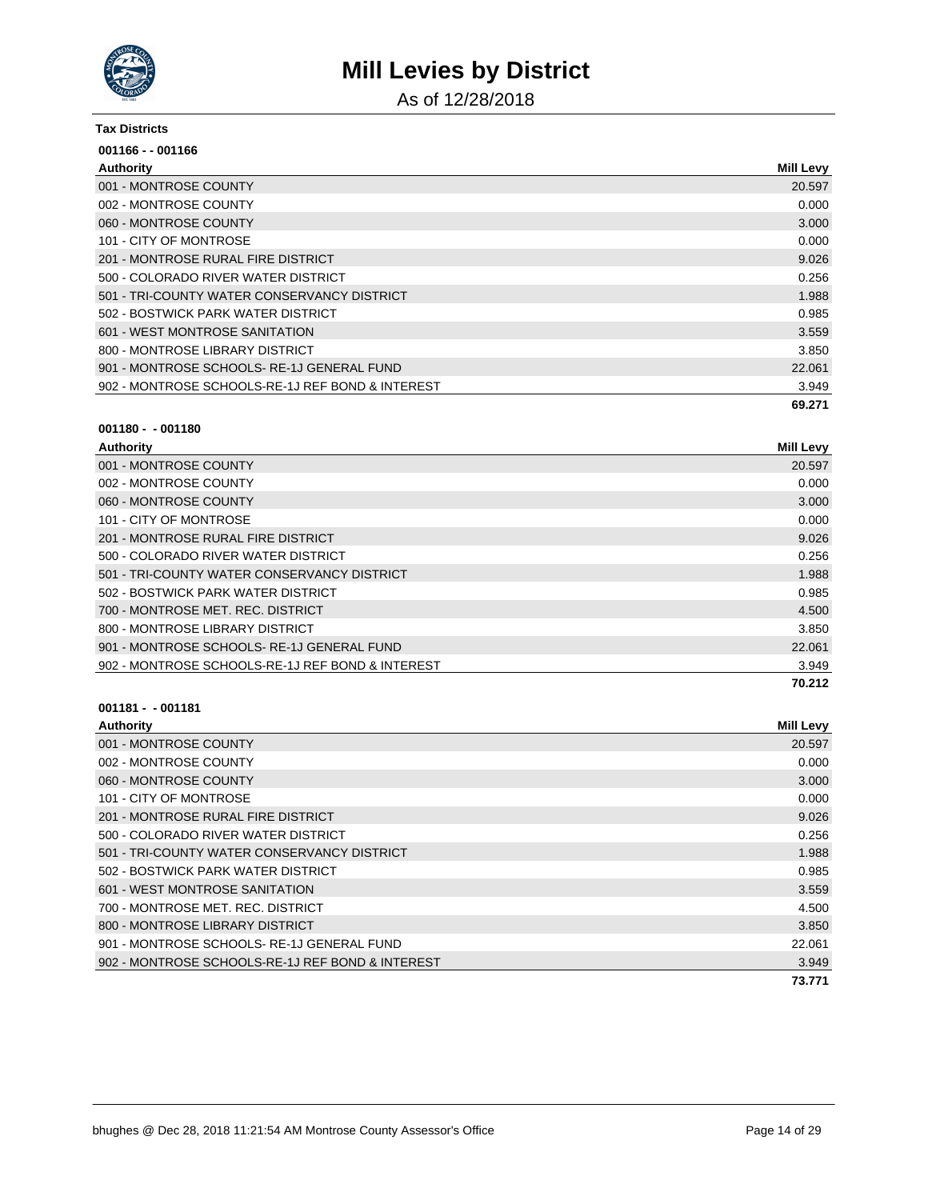# Mill Levies by District

As of 12/28/2018

**Tax Districts**

**001166 - - 001166**

| Authority | Mill Levy |
| --- | --- |
| 001 - MONTROSE COUNTY | 20.597 |
| 002 - MONTROSE COUNTY | 0.000 |
| 060 - MONTROSE COUNTY | 3.000 |
| 101 - CITY OF MONTROSE | 0.000 |
| 201 - MONTROSE RURAL FIRE DISTRICT | 9.026 |
| 500 - COLORADO RIVER WATER DISTRICT | 0.256 |
| 501 - TRI-COUNTY WATER CONSERVANCY DISTRICT | 1.988 |
| 502 - BOSTWICK PARK WATER DISTRICT | 0.985 |
| 601 - WEST MONTROSE SANITATION | 3.559 |
| 800 - MONTROSE LIBRARY DISTRICT | 3.850 |
| 901 - MONTROSE SCHOOLS- RE-1J GENERAL FUND | 22.061 |
| 902 - MONTROSE SCHOOLS-RE-1J REF BOND & INTEREST | 3.949 |
| | **69.271** |

**001180 - - 001180**

| Authority | Mill Levy |
| --- | --- |
| 001 - MONTROSE COUNTY | 20.597 |
| 002 - MONTROSE COUNTY | 0.000 |
| 060 - MONTROSE COUNTY | 3.000 |
| 101 - CITY OF MONTROSE | 0.000 |
| 201 - MONTROSE RURAL FIRE DISTRICT | 9.026 |
| 500 - COLORADO RIVER WATER DISTRICT | 0.256 |
| 501 - TRI-COUNTY WATER CONSERVANCY DISTRICT | 1.988 |
| 502 - BOSTWICK PARK WATER DISTRICT | 0.985 |
| 700 - MONTROSE MET. REC. DISTRICT | 4.500 |
| 800 - MONTROSE LIBRARY DISTRICT | 3.850 |
| 901 - MONTROSE SCHOOLS- RE-1J GENERAL FUND | 22.061 |
| 902 - MONTROSE SCHOOLS-RE-1J REF BOND & INTEREST | 3.949 |
| | **70.212** |

**001181 - - 001181**

| Authority | Mill Levy |
| --- | --- |
| 001 - MONTROSE COUNTY | 20.597 |
| 002 - MONTROSE COUNTY | 0.000 |
| 060 - MONTROSE COUNTY | 3.000 |
| 101 - CITY OF MONTROSE | 0.000 |
| 201 - MONTROSE RURAL FIRE DISTRICT | 9.026 |
| 500 - COLORADO RIVER WATER DISTRICT | 0.256 |
| 501 - TRI-COUNTY WATER CONSERVANCY DISTRICT | 1.988 |
| 502 - BOSTWICK PARK WATER DISTRICT | 0.985 |
| 601 - WEST MONTROSE SANITATION | 3.559 |
| 700 - MONTROSE MET. REC. DISTRICT | 4.500 |
| 800 - MONTROSE LIBRARY DISTRICT | 3.850 |
| 901 - MONTROSE SCHOOLS- RE-1J GENERAL FUND | 22.061 |
| 902 - MONTROSE SCHOOLS-RE-1J REF BOND & INTEREST | 3.949 |
| | **73.771** |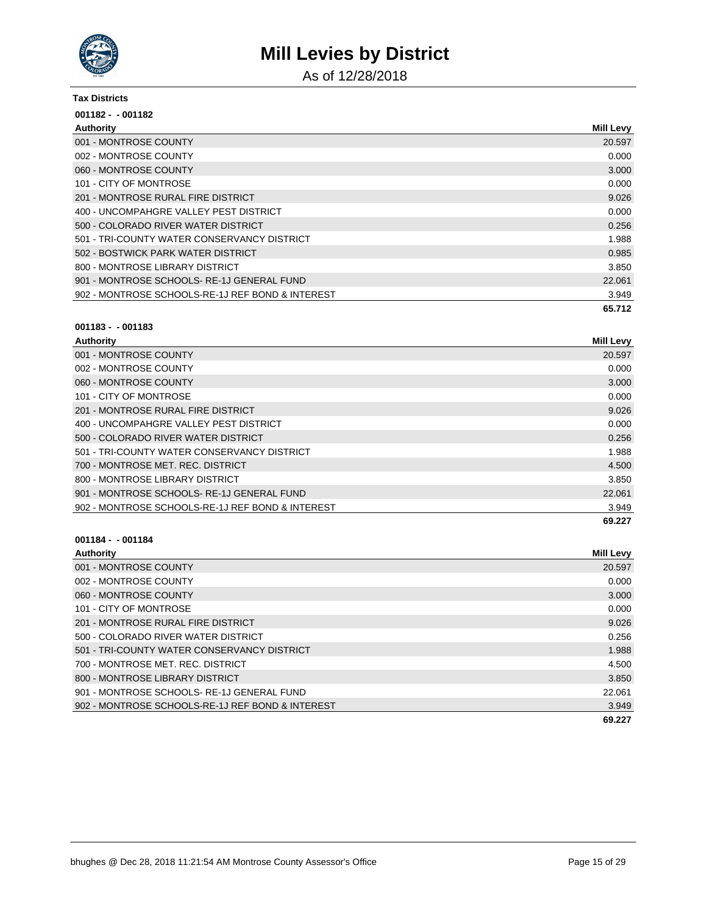# Mill Levies by District

As of 12/28/2018

**Tax Districts**

**001182 - - 001182**

| Authority | Mill Levy |
|---|---|
| 001 - MONTROSE COUNTY | 20.597 |
| 002 - MONTROSE COUNTY | 0.000 |
| 060 - MONTROSE COUNTY | 3.000 |
| 101 - CITY OF MONTROSE | 0.000 |
| 201 - MONTROSE RURAL FIRE DISTRICT | 9.026 |
| 400 - UNCOMPAHGRE VALLEY PEST DISTRICT | 0.000 |
| 500 - COLORADO RIVER WATER DISTRICT | 0.256 |
| 501 - TRI-COUNTY WATER CONSERVANCY DISTRICT | 1.988 |
| 502 - BOSTWICK PARK WATER DISTRICT | 0.985 |
| 800 - MONTROSE LIBRARY DISTRICT | 3.850 |
| 901 - MONTROSE SCHOOLS- RE-1J GENERAL FUND | 22.061 |
| 902 - MONTROSE SCHOOLS-RE-1J REF BOND & INTEREST | 3.949 |
| | **65.712** |

**001183 - - 001183**

| Authority | Mill Levy |
|---|---|
| 001 - MONTROSE COUNTY | 20.597 |
| 002 - MONTROSE COUNTY | 0.000 |
| 060 - MONTROSE COUNTY | 3.000 |
| 101 - CITY OF MONTROSE | 0.000 |
| 201 - MONTROSE RURAL FIRE DISTRICT | 9.026 |
| 400 - UNCOMPAHGRE VALLEY PEST DISTRICT | 0.000 |
| 500 - COLORADO RIVER WATER DISTRICT | 0.256 |
| 501 - TRI-COUNTY WATER CONSERVANCY DISTRICT | 1.988 |
| 700 - MONTROSE MET. REC. DISTRICT | 4.500 |
| 800 - MONTROSE LIBRARY DISTRICT | 3.850 |
| 901 - MONTROSE SCHOOLS- RE-1J GENERAL FUND | 22.061 |
| 902 - MONTROSE SCHOOLS-RE-1J REF BOND & INTEREST | 3.949 |
| | **69.227** |

**001184 - - 001184**

| Authority | Mill Levy |
|---|---|
| 001 - MONTROSE COUNTY | 20.597 |
| 002 - MONTROSE COUNTY | 0.000 |
| 060 - MONTROSE COUNTY | 3.000 |
| 101 - CITY OF MONTROSE | 0.000 |
| 201 - MONTROSE RURAL FIRE DISTRICT | 9.026 |
| 500 - COLORADO RIVER WATER DISTRICT | 0.256 |
| 501 - TRI-COUNTY WATER CONSERVANCY DISTRICT | 1.988 |
| 700 - MONTROSE MET. REC. DISTRICT | 4.500 |
| 800 - MONTROSE LIBRARY DISTRICT | 3.850 |
| 901 - MONTROSE SCHOOLS- RE-1J GENERAL FUND | 22.061 |
| 902 - MONTROSE SCHOOLS-RE-1J REF BOND & INTEREST | 3.949 |
| | **69.227** |

bhughes @ Dec 28, 2018 11:21:54 AM Montrose County Assessor's Office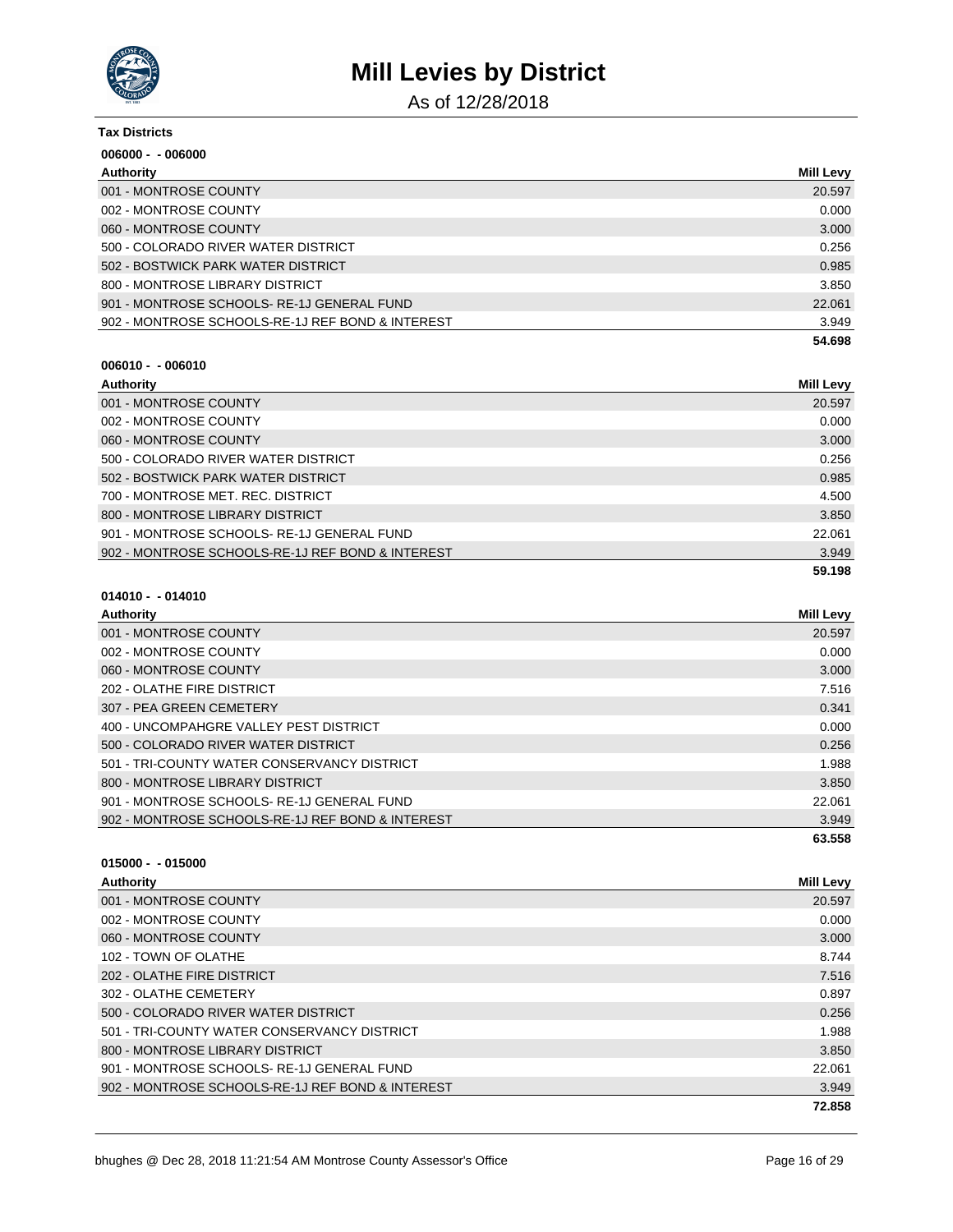# Mill Levies by District

As of 12/28/2018

**Tax Districts**

**006000 - - 006000**

| Authority | Mill Levy |
|---|---|
| 001 - MONTROSE COUNTY | 20.597 |
| 002 - MONTROSE COUNTY | 0.000 |
| 060 - MONTROSE COUNTY | 3.000 |
| 500 - COLORADO RIVER WATER DISTRICT | 0.256 |
| 502 - BOSTWICK PARK WATER DISTRICT | 0.985 |
| 800 - MONTROSE LIBRARY DISTRICT | 3.850 |
| 901 - MONTROSE SCHOOLS- RE-1J GENERAL FUND | 22.061 |
| 902 - MONTROSE SCHOOLS-RE-1J REF BOND & INTEREST | 3.949 |
| | **54.698** |

**006010 - - 006010**

| Authority | Mill Levy |
|---|---|
| 001 - MONTROSE COUNTY | 20.597 |
| 002 - MONTROSE COUNTY | 0.000 |
| 060 - MONTROSE COUNTY | 3.000 |
| 500 - COLORADO RIVER WATER DISTRICT | 0.256 |
| 502 - BOSTWICK PARK WATER DISTRICT | 0.985 |
| 700 - MONTROSE MET. REC. DISTRICT | 4.500 |
| 800 - MONTROSE LIBRARY DISTRICT | 3.850 |
| 901 - MONTROSE SCHOOLS- RE-1J GENERAL FUND | 22.061 |
| 902 - MONTROSE SCHOOLS-RE-1J REF BOND & INTEREST | 3.949 |
| | **59.198** |

**014010 - - 014010**

| Authority | Mill Levy |
|---|---|
| 001 - MONTROSE COUNTY | 20.597 |
| 002 - MONTROSE COUNTY | 0.000 |
| 060 - MONTROSE COUNTY | 3.000 |
| 202 - OLATHE FIRE DISTRICT | 7.516 |
| 307 - PEA GREEN CEMETERY | 0.341 |
| 400 - UNCOMPAHGRE VALLEY PEST DISTRICT | 0.000 |
| 500 - COLORADO RIVER WATER DISTRICT | 0.256 |
| 501 - TRI-COUNTY WATER CONSERVANCY DISTRICT | 1.988 |
| 800 - MONTROSE LIBRARY DISTRICT | 3.850 |
| 901 - MONTROSE SCHOOLS- RE-1J GENERAL FUND | 22.061 |
| 902 - MONTROSE SCHOOLS-RE-1J REF BOND & INTEREST | 3.949 |
| | **63.558** |

**015000 - - 015000**

| Authority | Mill Levy |
|---|---|
| 001 - MONTROSE COUNTY | 20.597 |
| 002 - MONTROSE COUNTY | 0.000 |
| 060 - MONTROSE COUNTY | 3.000 |
| 102 - TOWN OF OLATHE | 8.744 |
| 202 - OLATHE FIRE DISTRICT | 7.516 |
| 302 - OLATHE CEMETERY | 0.897 |
| 500 - COLORADO RIVER WATER DISTRICT | 0.256 |
| 501 - TRI-COUNTY WATER CONSERVANCY DISTRICT | 1.988 |
| 800 - MONTROSE LIBRARY DISTRICT | 3.850 |
| 901 - MONTROSE SCHOOLS- RE-1J GENERAL FUND | 22.061 |
| 902 - MONTROSE SCHOOLS-RE-1J REF BOND & INTEREST | 3.949 |
| | **72.858** |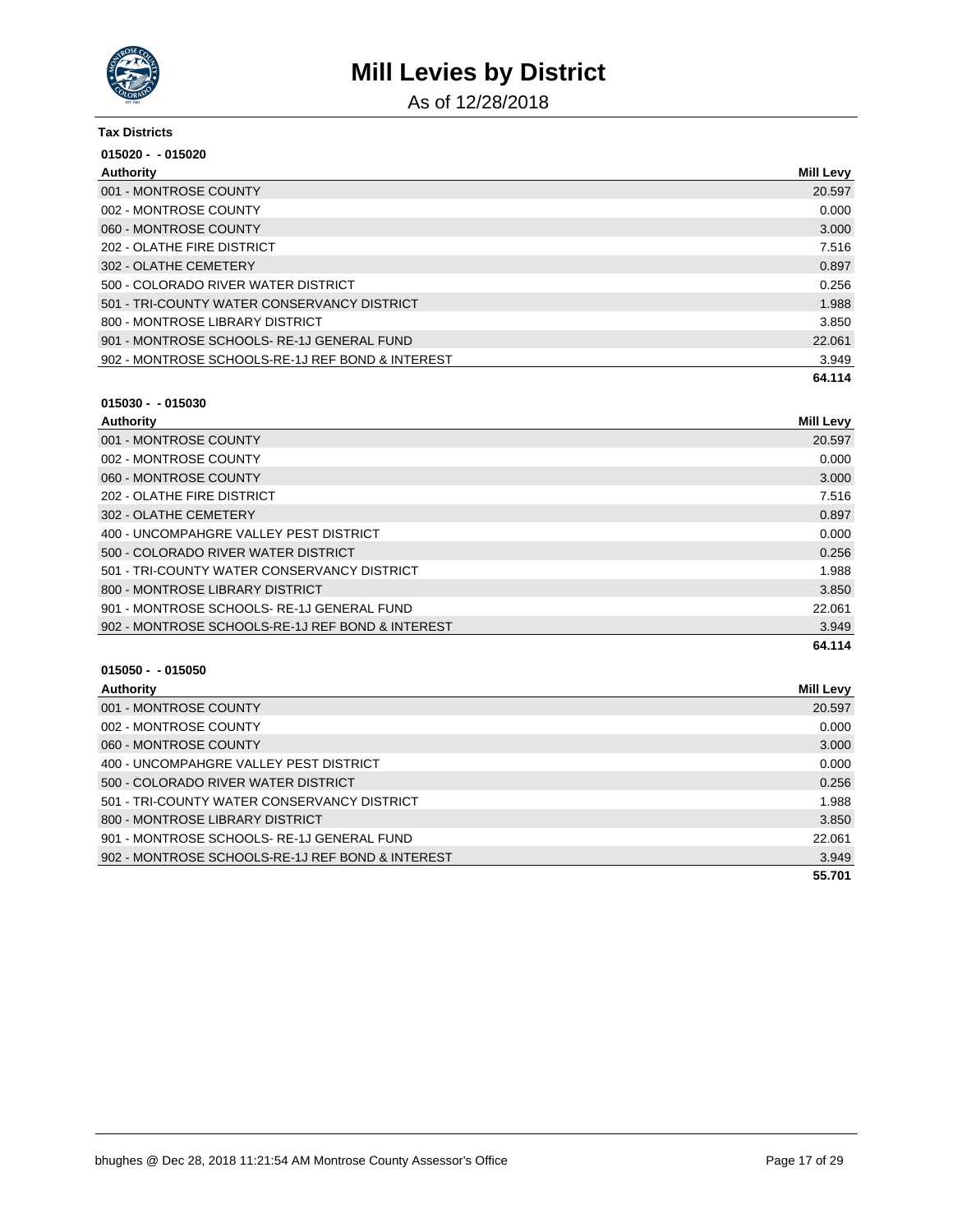# Mill Levies by District

As of 12/28/2018

**Tax Districts**

**015020 - - 015020**

| Authority | Mill Levy |
|---|---|
| 001 - MONTROSE COUNTY | 20.597 |
| 002 - MONTROSE COUNTY | 0.000 |
| 060 - MONTROSE COUNTY | 3.000 |
| 202 - OLATHE FIRE DISTRICT | 7.516 |
| 302 - OLATHE CEMETERY | 0.897 |
| 500 - COLORADO RIVER WATER DISTRICT | 0.256 |
| 501 - TRI-COUNTY WATER CONSERVANCY DISTRICT | 1.988 |
| 800 - MONTROSE LIBRARY DISTRICT | 3.850 |
| 901 - MONTROSE SCHOOLS- RE-1J GENERAL FUND | 22.061 |
| 902 - MONTROSE SCHOOLS-RE-1J REF BOND & INTEREST | 3.949 |
| | **64.114** |

**015030 - - 015030**

| Authority | Mill Levy |
|---|---|
| 001 - MONTROSE COUNTY | 20.597 |
| 002 - MONTROSE COUNTY | 0.000 |
| 060 - MONTROSE COUNTY | 3.000 |
| 202 - OLATHE FIRE DISTRICT | 7.516 |
| 302 - OLATHE CEMETERY | 0.897 |
| 400 - UNCOMPAHGRE VALLEY PEST DISTRICT | 0.000 |
| 500 - COLORADO RIVER WATER DISTRICT | 0.256 |
| 501 - TRI-COUNTY WATER CONSERVANCY DISTRICT | 1.988 |
| 800 - MONTROSE LIBRARY DISTRICT | 3.850 |
| 901 - MONTROSE SCHOOLS- RE-1J GENERAL FUND | 22.061 |
| 902 - MONTROSE SCHOOLS-RE-1J REF BOND & INTEREST | 3.949 |
| | **64.114** |

**015050 - - 015050**

| Authority | Mill Levy |
|---|---|
| 001 - MONTROSE COUNTY | 20.597 |
| 002 - MONTROSE COUNTY | 0.000 |
| 060 - MONTROSE COUNTY | 3.000 |
| 400 - UNCOMPAHGRE VALLEY PEST DISTRICT | 0.000 |
| 500 - COLORADO RIVER WATER DISTRICT | 0.256 |
| 501 - TRI-COUNTY WATER CONSERVANCY DISTRICT | 1.988 |
| 800 - MONTROSE LIBRARY DISTRICT | 3.850 |
| 901 - MONTROSE SCHOOLS- RE-1J GENERAL FUND | 22.061 |
| 902 - MONTROSE SCHOOLS-RE-1J REF BOND & INTEREST | 3.949 |
| | **55.701** |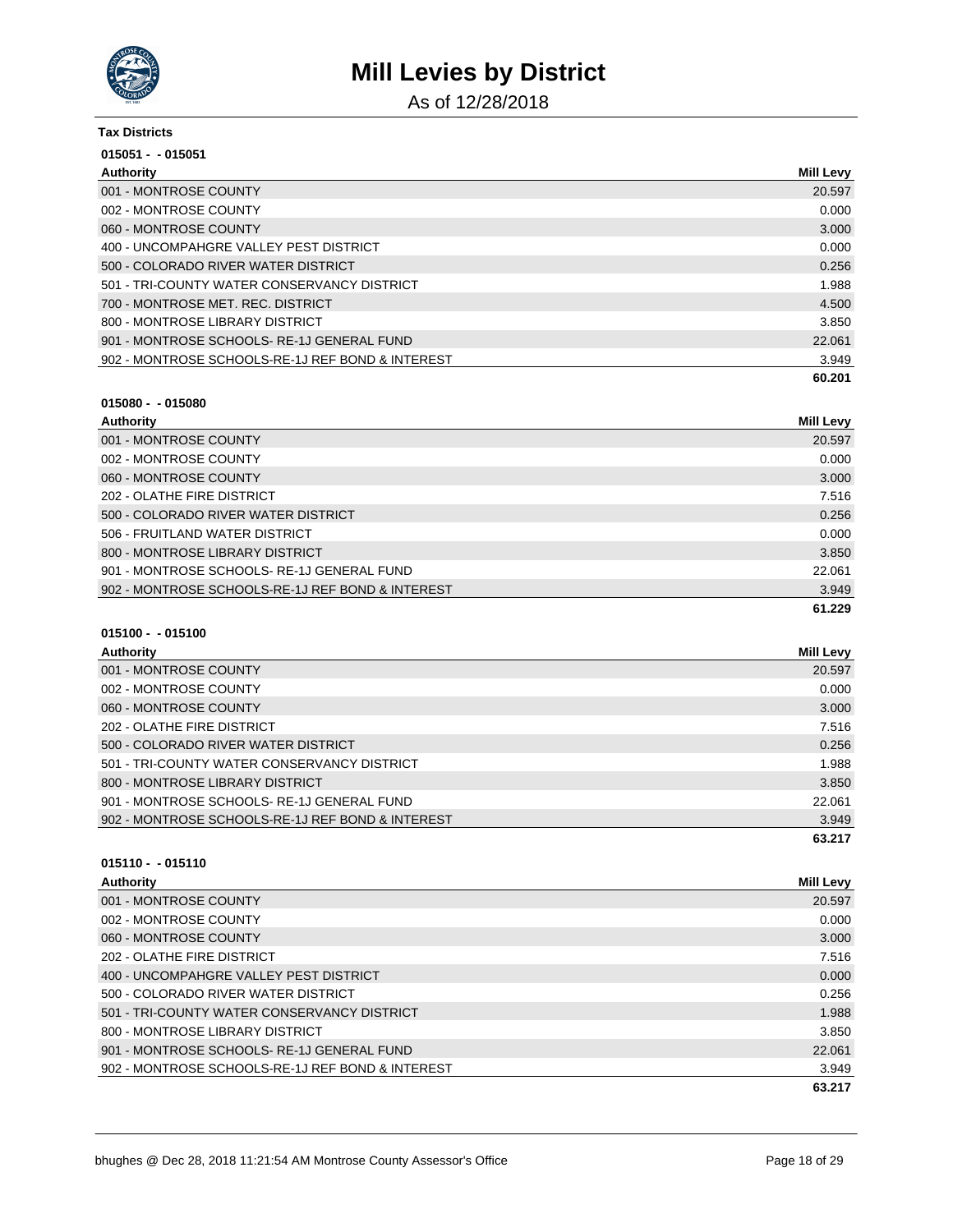# Mill Levies by District

As of 12/28/2018

**Tax Districts**

**015051 - - 015051**

| Authority | Mill Levy |
|---|---|
| 001 - MONTROSE COUNTY | 20.597 |
| 002 - MONTROSE COUNTY | 0.000 |
| 060 - MONTROSE COUNTY | 3.000 |
| 400 - UNCOMPAHGRE VALLEY PEST DISTRICT | 0.000 |
| 500 - COLORADO RIVER WATER DISTRICT | 0.256 |
| 501 - TRI-COUNTY WATER CONSERVANCY DISTRICT | 1.988 |
| 700 - MONTROSE MET. REC. DISTRICT | 4.500 |
| 800 - MONTROSE LIBRARY DISTRICT | 3.850 |
| 901 - MONTROSE SCHOOLS- RE-1J GENERAL FUND | 22.061 |
| 902 - MONTROSE SCHOOLS-RE-1J REF BOND & INTEREST | 3.949 |
| | **60.201** |

**015080 - - 015080**

| Authority | Mill Levy |
|---|---|
| 001 - MONTROSE COUNTY | 20.597 |
| 002 - MONTROSE COUNTY | 0.000 |
| 060 - MONTROSE COUNTY | 3.000 |
| 202 - OLATHE FIRE DISTRICT | 7.516 |
| 500 - COLORADO RIVER WATER DISTRICT | 0.256 |
| 506 - FRUITLAND WATER DISTRICT | 0.000 |
| 800 - MONTROSE LIBRARY DISTRICT | 3.850 |
| 901 - MONTROSE SCHOOLS- RE-1J GENERAL FUND | 22.061 |
| 902 - MONTROSE SCHOOLS-RE-1J REF BOND & INTEREST | 3.949 |
| | **61.229** |

**015100 - - 015100**

| Authority | Mill Levy |
|---|---|
| 001 - MONTROSE COUNTY | 20.597 |
| 002 - MONTROSE COUNTY | 0.000 |
| 060 - MONTROSE COUNTY | 3.000 |
| 202 - OLATHE FIRE DISTRICT | 7.516 |
| 500 - COLORADO RIVER WATER DISTRICT | 0.256 |
| 501 - TRI-COUNTY WATER CONSERVANCY DISTRICT | 1.988 |
| 800 - MONTROSE LIBRARY DISTRICT | 3.850 |
| 901 - MONTROSE SCHOOLS- RE-1J GENERAL FUND | 22.061 |
| 902 - MONTROSE SCHOOLS-RE-1J REF BOND & INTEREST | 3.949 |
| | **63.217** |

**015110 - - 015110**

| Authority | Mill Levy |
|---|---|
| 001 - MONTROSE COUNTY | 20.597 |
| 002 - MONTROSE COUNTY | 0.000 |
| 060 - MONTROSE COUNTY | 3.000 |
| 202 - OLATHE FIRE DISTRICT | 7.516 |
| 400 - UNCOMPAHGRE VALLEY PEST DISTRICT | 0.000 |
| 500 - COLORADO RIVER WATER DISTRICT | 0.256 |
| 501 - TRI-COUNTY WATER CONSERVANCY DISTRICT | 1.988 |
| 800 - MONTROSE LIBRARY DISTRICT | 3.850 |
| 901 - MONTROSE SCHOOLS- RE-1J GENERAL FUND | 22.061 |
| 902 - MONTROSE SCHOOLS-RE-1J REF BOND & INTEREST | 3.949 |
| | **63.217** |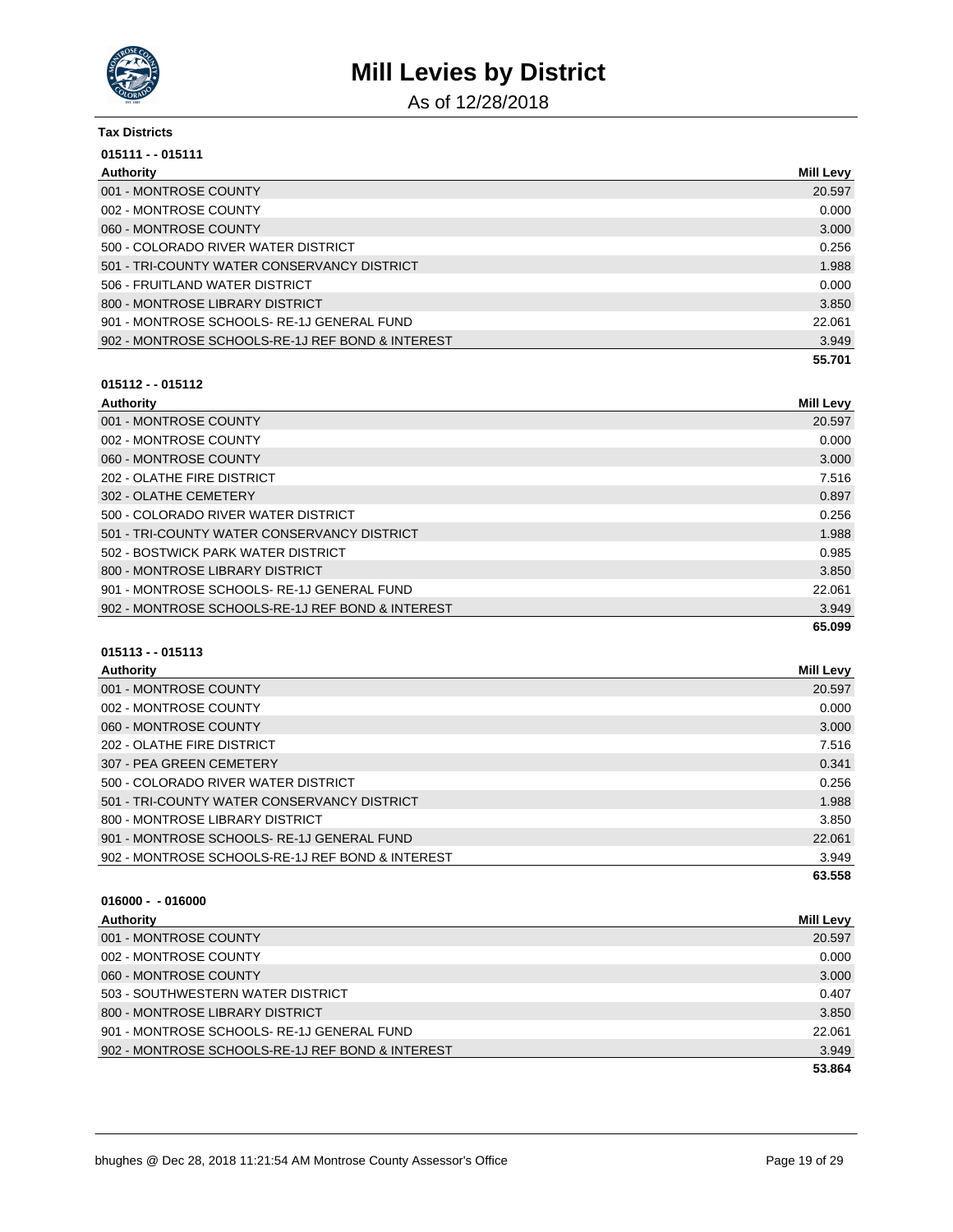# Mill Levies by District

As of 12/28/2018

**Tax Districts**

**015111 - - 015111**

| Authority | Mill Levy |
|---|---|
| 001 - MONTROSE COUNTY | 20.597 |
| 002 - MONTROSE COUNTY | 0.000 |
| 060 - MONTROSE COUNTY | 3.000 |
| 500 - COLORADO RIVER WATER DISTRICT | 0.256 |
| 501 - TRI-COUNTY WATER CONSERVANCY DISTRICT | 1.988 |
| 506 - FRUITLAND WATER DISTRICT | 0.000 |
| 800 - MONTROSE LIBRARY DISTRICT | 3.850 |
| 901 - MONTROSE SCHOOLS- RE-1J GENERAL FUND | 22.061 |
| 902 - MONTROSE SCHOOLS-RE-1J REF BOND & INTEREST | 3.949 |
| | **55.701** |

**015112 - - 015112**

| Authority | Mill Levy |
|---|---|
| 001 - MONTROSE COUNTY | 20.597 |
| 002 - MONTROSE COUNTY | 0.000 |
| 060 - MONTROSE COUNTY | 3.000 |
| 202 - OLATHE FIRE DISTRICT | 7.516 |
| 302 - OLATHE CEMETERY | 0.897 |
| 500 - COLORADO RIVER WATER DISTRICT | 0.256 |
| 501 - TRI-COUNTY WATER CONSERVANCY DISTRICT | 1.988 |
| 502 - BOSTWICK PARK WATER DISTRICT | 0.985 |
| 800 - MONTROSE LIBRARY DISTRICT | 3.850 |
| 901 - MONTROSE SCHOOLS- RE-1J GENERAL FUND | 22.061 |
| 902 - MONTROSE SCHOOLS-RE-1J REF BOND & INTEREST | 3.949 |
| | **65.099** |

**015113 - - 015113**

| Authority | Mill Levy |
|---|---|
| 001 - MONTROSE COUNTY | 20.597 |
| 002 - MONTROSE COUNTY | 0.000 |
| 060 - MONTROSE COUNTY | 3.000 |
| 202 - OLATHE FIRE DISTRICT | 7.516 |
| 307 - PEA GREEN CEMETERY | 0.341 |
| 500 - COLORADO RIVER WATER DISTRICT | 0.256 |
| 501 - TRI-COUNTY WATER CONSERVANCY DISTRICT | 1.988 |
| 800 - MONTROSE LIBRARY DISTRICT | 3.850 |
| 901 - MONTROSE SCHOOLS- RE-1J GENERAL FUND | 22.061 |
| 902 - MONTROSE SCHOOLS-RE-1J REF BOND & INTEREST | 3.949 |
| | **63.558** |

**016000 - - 016000**

| Authority | Mill Levy |
|---|---|
| 001 - MONTROSE COUNTY | 20.597 |
| 002 - MONTROSE COUNTY | 0.000 |
| 060 - MONTROSE COUNTY | 3.000 |
| 503 - SOUTHWESTERN WATER DISTRICT | 0.407 |
| 800 - MONTROSE LIBRARY DISTRICT | 3.850 |
| 901 - MONTROSE SCHOOLS- RE-1J GENERAL FUND | 22.061 |
| 902 - MONTROSE SCHOOLS-RE-1J REF BOND & INTEREST | 3.949 |
| | **53.864** |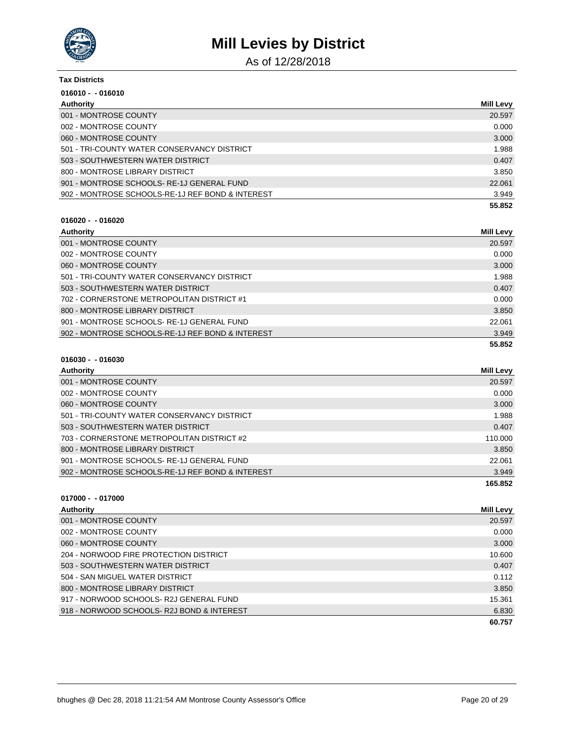# Mill Levies by District

As of 12/28/2018

**Tax Districts**

**016010 - - 016010**

| Authority | Mill Levy |
|---|---|
| 001 - MONTROSE COUNTY | 20.597 |
| 002 - MONTROSE COUNTY | 0.000 |
| 060 - MONTROSE COUNTY | 3.000 |
| 501 - TRI-COUNTY WATER CONSERVANCY DISTRICT | 1.988 |
| 503 - SOUTHWESTERN WATER DISTRICT | 0.407 |
| 800 - MONTROSE LIBRARY DISTRICT | 3.850 |
| 901 - MONTROSE SCHOOLS- RE-1J GENERAL FUND | 22.061 |
| 902 - MONTROSE SCHOOLS-RE-1J REF BOND & INTEREST | 3.949 |
| | **55.852** |

**016020 - - 016020**

| Authority | Mill Levy |
|---|---|
| 001 - MONTROSE COUNTY | 20.597 |
| 002 - MONTROSE COUNTY | 0.000 |
| 060 - MONTROSE COUNTY | 3.000 |
| 501 - TRI-COUNTY WATER CONSERVANCY DISTRICT | 1.988 |
| 503 - SOUTHWESTERN WATER DISTRICT | 0.407 |
| 702 - CORNERSTONE METROPOLITAN DISTRICT #1 | 0.000 |
| 800 - MONTROSE LIBRARY DISTRICT | 3.850 |
| 901 - MONTROSE SCHOOLS- RE-1J GENERAL FUND | 22.061 |
| 902 - MONTROSE SCHOOLS-RE-1J REF BOND & INTEREST | 3.949 |
| | **55.852** |

**016030 - - 016030**

| Authority | Mill Levy |
|---|---|
| 001 - MONTROSE COUNTY | 20.597 |
| 002 - MONTROSE COUNTY | 0.000 |
| 060 - MONTROSE COUNTY | 3.000 |
| 501 - TRI-COUNTY WATER CONSERVANCY DISTRICT | 1.988 |
| 503 - SOUTHWESTERN WATER DISTRICT | 0.407 |
| 703 - CORNERSTONE METROPOLITAN DISTRICT #2 | 110.000 |
| 800 - MONTROSE LIBRARY DISTRICT | 3.850 |
| 901 - MONTROSE SCHOOLS- RE-1J GENERAL FUND | 22.061 |
| 902 - MONTROSE SCHOOLS-RE-1J REF BOND & INTEREST | 3.949 |
| | **165.852** |

**017000 - - 017000**

| Authority | Mill Levy |
|---|---|
| 001 - MONTROSE COUNTY | 20.597 |
| 002 - MONTROSE COUNTY | 0.000 |
| 060 - MONTROSE COUNTY | 3.000 |
| 204 - NORWOOD FIRE PROTECTION DISTRICT | 10.600 |
| 503 - SOUTHWESTERN WATER DISTRICT | 0.407 |
| 504 - SAN MIGUEL WATER DISTRICT | 0.112 |
| 800 - MONTROSE LIBRARY DISTRICT | 3.850 |
| 917 - NORWOOD SCHOOLS- R2J GENERAL FUND | 15.361 |
| 918 - NORWOOD SCHOOLS- R2J BOND & INTEREST | 6.830 |
| | **60.757** |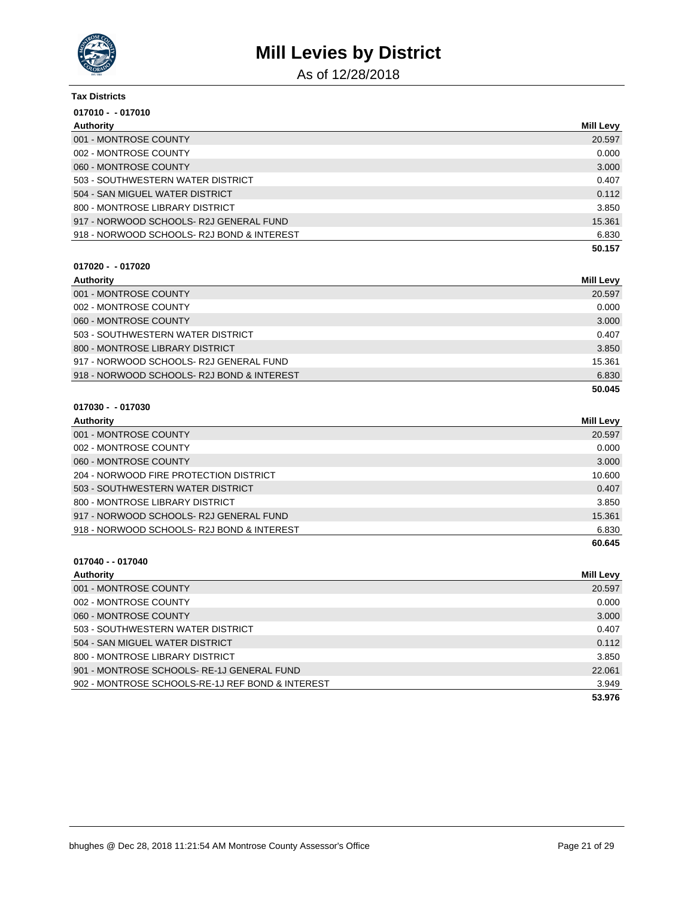# Mill Levies by District

As of 12/28/2018

**Tax Districts**

**017010 - - 017010**

| Authority | Mill Levy |
|---|---|
| 001 - MONTROSE COUNTY | 20.597 |
| 002 - MONTROSE COUNTY | 0.000 |
| 060 - MONTROSE COUNTY | 3.000 |
| 503 - SOUTHWESTERN WATER DISTRICT | 0.407 |
| 504 - SAN MIGUEL WATER DISTRICT | 0.112 |
| 800 - MONTROSE LIBRARY DISTRICT | 3.850 |
| 917 - NORWOOD SCHOOLS- R2J GENERAL FUND | 15.361 |
| 918 - NORWOOD SCHOOLS- R2J BOND & INTEREST | 6.830 |
| | **50.157** |

**017020 - - 017020**

| Authority | Mill Levy |
|---|---|
| 001 - MONTROSE COUNTY | 20.597 |
| 002 - MONTROSE COUNTY | 0.000 |
| 060 - MONTROSE COUNTY | 3.000 |
| 503 - SOUTHWESTERN WATER DISTRICT | 0.407 |
| 800 - MONTROSE LIBRARY DISTRICT | 3.850 |
| 917 - NORWOOD SCHOOLS- R2J GENERAL FUND | 15.361 |
| 918 - NORWOOD SCHOOLS- R2J BOND & INTEREST | 6.830 |
| | **50.045** |

**017030 - - 017030**

| Authority | Mill Levy |
|---|---|
| 001 - MONTROSE COUNTY | 20.597 |
| 002 - MONTROSE COUNTY | 0.000 |
| 060 - MONTROSE COUNTY | 3.000 |
| 204 - NORWOOD FIRE PROTECTION DISTRICT | 10.600 |
| 503 - SOUTHWESTERN WATER DISTRICT | 0.407 |
| 800 - MONTROSE LIBRARY DISTRICT | 3.850 |
| 917 - NORWOOD SCHOOLS- R2J GENERAL FUND | 15.361 |
| 918 - NORWOOD SCHOOLS- R2J BOND & INTEREST | 6.830 |
| | **60.645** |

**017040 - - 017040**

| Authority | Mill Levy |
|---|---|
| 001 - MONTROSE COUNTY | 20.597 |
| 002 - MONTROSE COUNTY | 0.000 |
| 060 - MONTROSE COUNTY | 3.000 |
| 503 - SOUTHWESTERN WATER DISTRICT | 0.407 |
| 504 - SAN MIGUEL WATER DISTRICT | 0.112 |
| 800 - MONTROSE LIBRARY DISTRICT | 3.850 |
| 901 - MONTROSE SCHOOLS- RE-1J GENERAL FUND | 22.061 |
| 902 - MONTROSE SCHOOLS-RE-1J REF BOND & INTEREST | 3.949 |
| | **53.976** |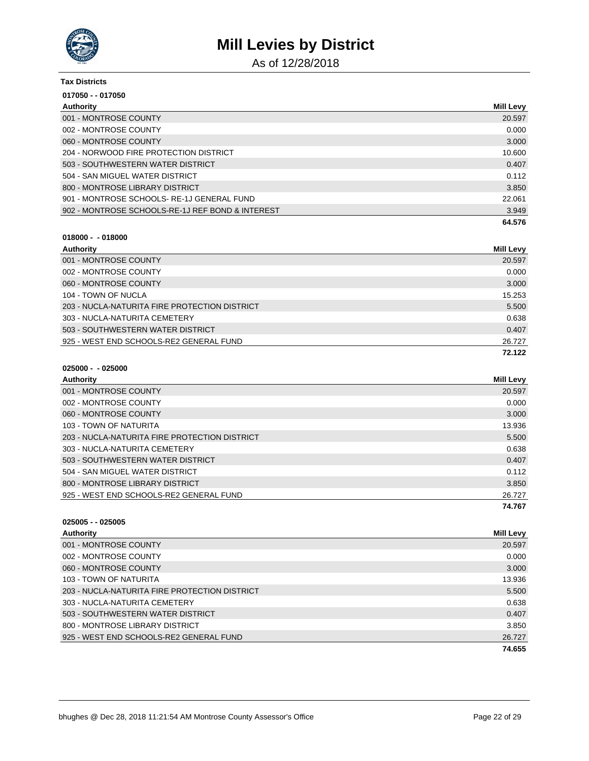# Mill Levies by District

As of 12/28/2018

**Tax Districts**

**017050 - - 017050**

| Authority | Mill Levy |
|---|---|
| 001 - MONTROSE COUNTY | 20.597 |
| 002 - MONTROSE COUNTY | 0.000 |
| 060 - MONTROSE COUNTY | 3.000 |
| 204 - NORWOOD FIRE PROTECTION DISTRICT | 10.600 |
| 503 - SOUTHWESTERN WATER DISTRICT | 0.407 |
| 504 - SAN MIGUEL WATER DISTRICT | 0.112 |
| 800 - MONTROSE LIBRARY DISTRICT | 3.850 |
| 901 - MONTROSE SCHOOLS- RE-1J GENERAL FUND | 22.061 |
| 902 - MONTROSE SCHOOLS-RE-1J REF BOND & INTEREST | 3.949 |
| | **64.576** |

**018000 - - 018000**

| Authority | Mill Levy |
|---|---|
| 001 - MONTROSE COUNTY | 20.597 |
| 002 - MONTROSE COUNTY | 0.000 |
| 060 - MONTROSE COUNTY | 3.000 |
| 104 - TOWN OF NUCLA | 15.253 |
| 203 - NUCLA-NATURITA FIRE PROTECTION DISTRICT | 5.500 |
| 303 - NUCLA-NATURITA CEMETERY | 0.638 |
| 503 - SOUTHWESTERN WATER DISTRICT | 0.407 |
| 925 - WEST END SCHOOLS-RE2 GENERAL FUND | 26.727 |
| | **72.122** |

**025000 - - 025000**

| Authority | Mill Levy |
|---|---|
| 001 - MONTROSE COUNTY | 20.597 |
| 002 - MONTROSE COUNTY | 0.000 |
| 060 - MONTROSE COUNTY | 3.000 |
| 103 - TOWN OF NATURITA | 13.936 |
| 203 - NUCLA-NATURITA FIRE PROTECTION DISTRICT | 5.500 |
| 303 - NUCLA-NATURITA CEMETERY | 0.638 |
| 503 - SOUTHWESTERN WATER DISTRICT | 0.407 |
| 504 - SAN MIGUEL WATER DISTRICT | 0.112 |
| 800 - MONTROSE LIBRARY DISTRICT | 3.850 |
| 925 - WEST END SCHOOLS-RE2 GENERAL FUND | 26.727 |
| | **74.767** |

**025005 - - 025005**

| Authority | Mill Levy |
|---|---|
| 001 - MONTROSE COUNTY | 20.597 |
| 002 - MONTROSE COUNTY | 0.000 |
| 060 - MONTROSE COUNTY | 3.000 |
| 103 - TOWN OF NATURITA | 13.936 |
| 203 - NUCLA-NATURITA FIRE PROTECTION DISTRICT | 5.500 |
| 303 - NUCLA-NATURITA CEMETERY | 0.638 |
| 503 - SOUTHWESTERN WATER DISTRICT | 0.407 |
| 800 - MONTROSE LIBRARY DISTRICT | 3.850 |
| 925 - WEST END SCHOOLS-RE2 GENERAL FUND | 26.727 |
| | **74.655** |

bhughes @ Dec 28, 2018 11:21:54 AM Montrose County Assessor's Office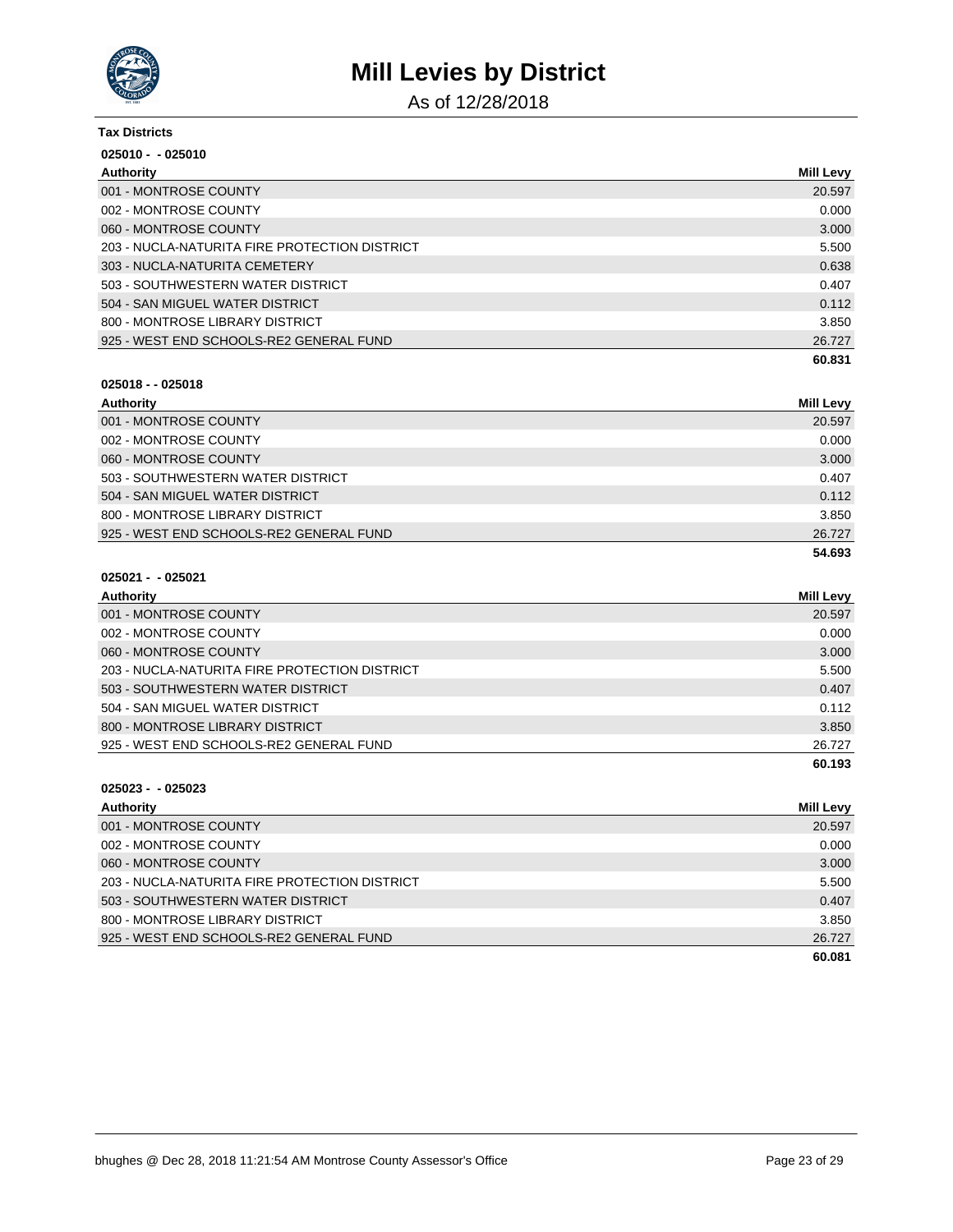# Mill Levies by District

As of 12/28/2018

**Tax Districts**

**025010 - - 025010**

| Authority | Mill Levy |
|---|---|
| 001 - MONTROSE COUNTY | 20.597 |
| 002 - MONTROSE COUNTY | 0.000 |
| 060 - MONTROSE COUNTY | 3.000 |
| 203 - NUCLA-NATURITA FIRE PROTECTION DISTRICT | 5.500 |
| 303 - NUCLA-NATURITA CEMETERY | 0.638 |
| 503 - SOUTHWESTERN WATER DISTRICT | 0.407 |
| 504 - SAN MIGUEL WATER DISTRICT | 0.112 |
| 800 - MONTROSE LIBRARY DISTRICT | 3.850 |
| 925 - WEST END SCHOOLS-RE2 GENERAL FUND | 26.727 |
| | **60.831** |

**025018 - - 025018**

| Authority | Mill Levy |
|---|---|
| 001 - MONTROSE COUNTY | 20.597 |
| 002 - MONTROSE COUNTY | 0.000 |
| 060 - MONTROSE COUNTY | 3.000 |
| 503 - SOUTHWESTERN WATER DISTRICT | 0.407 |
| 504 - SAN MIGUEL WATER DISTRICT | 0.112 |
| 800 - MONTROSE LIBRARY DISTRICT | 3.850 |
| 925 - WEST END SCHOOLS-RE2 GENERAL FUND | 26.727 |
| | **54.693** |

**025021 - - 025021**

| Authority | Mill Levy |
|---|---|
| 001 - MONTROSE COUNTY | 20.597 |
| 002 - MONTROSE COUNTY | 0.000 |
| 060 - MONTROSE COUNTY | 3.000 |
| 203 - NUCLA-NATURITA FIRE PROTECTION DISTRICT | 5.500 |
| 503 - SOUTHWESTERN WATER DISTRICT | 0.407 |
| 504 - SAN MIGUEL WATER DISTRICT | 0.112 |
| 800 - MONTROSE LIBRARY DISTRICT | 3.850 |
| 925 - WEST END SCHOOLS-RE2 GENERAL FUND | 26.727 |
| | **60.193** |

**025023 - - 025023**

| Authority | Mill Levy |
|---|---|
| 001 - MONTROSE COUNTY | 20.597 |
| 002 - MONTROSE COUNTY | 0.000 |
| 060 - MONTROSE COUNTY | 3.000 |
| 203 - NUCLA-NATURITA FIRE PROTECTION DISTRICT | 5.500 |
| 503 - SOUTHWESTERN WATER DISTRICT | 0.407 |
| 800 - MONTROSE LIBRARY DISTRICT | 3.850 |
| 925 - WEST END SCHOOLS-RE2 GENERAL FUND | 26.727 |
| | **60.081** |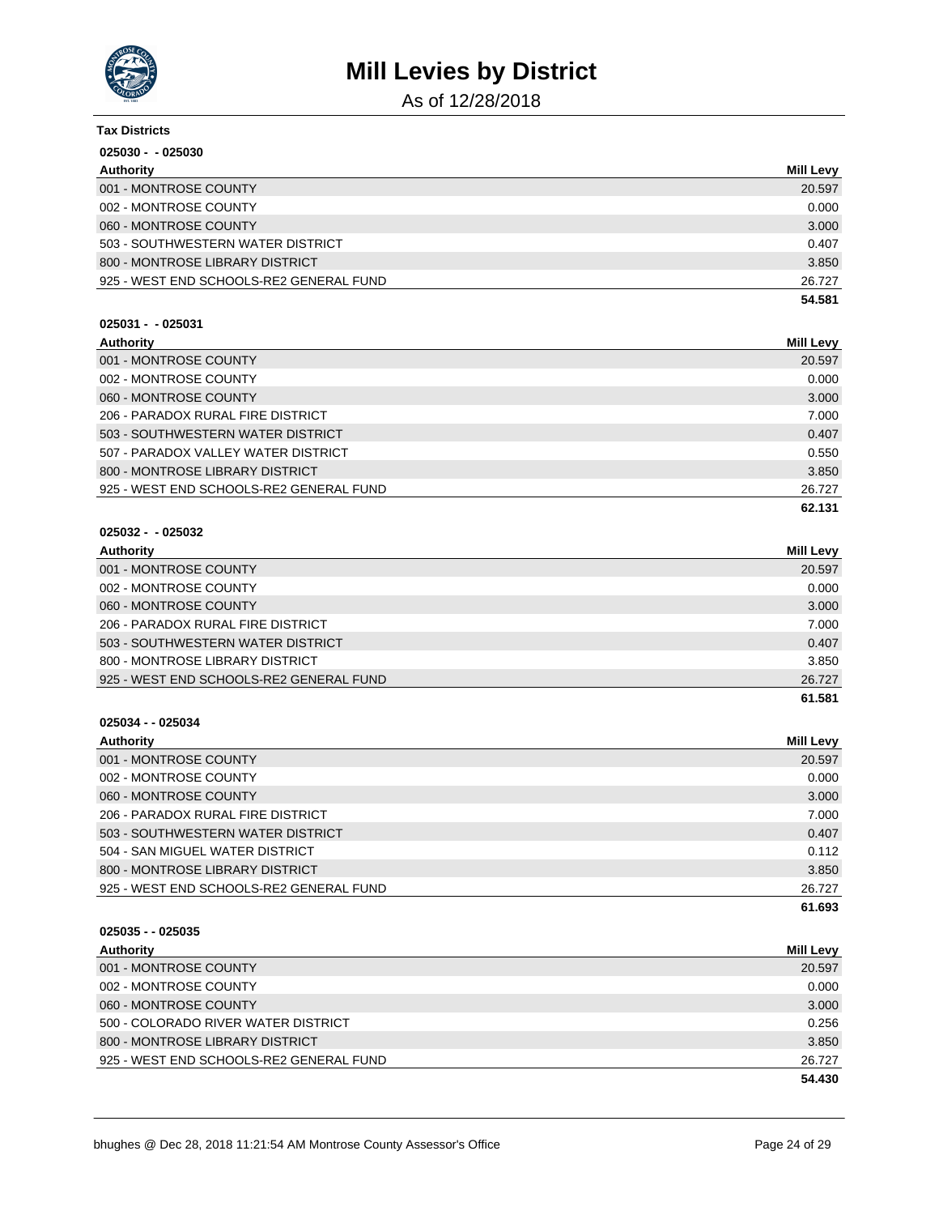# Mill Levies by District

As of 12/28/2018

**Tax Districts**

**025030 - - 025030**

| Authority | Mill Levy |
|---|---|
| 001 - MONTROSE COUNTY | 20.597 |
| 002 - MONTROSE COUNTY | 0.000 |
| 060 - MONTROSE COUNTY | 3.000 |
| 503 - SOUTHWESTERN WATER DISTRICT | 0.407 |
| 800 - MONTROSE LIBRARY DISTRICT | 3.850 |
| 925 - WEST END SCHOOLS-RE2 GENERAL FUND | 26.727 |
| | **54.581** |

**025031 - - 025031**

| Authority | Mill Levy |
|---|---|
| 001 - MONTROSE COUNTY | 20.597 |
| 002 - MONTROSE COUNTY | 0.000 |
| 060 - MONTROSE COUNTY | 3.000 |
| 206 - PARADOX RURAL FIRE DISTRICT | 7.000 |
| 503 - SOUTHWESTERN WATER DISTRICT | 0.407 |
| 507 - PARADOX VALLEY WATER DISTRICT | 0.550 |
| 800 - MONTROSE LIBRARY DISTRICT | 3.850 |
| 925 - WEST END SCHOOLS-RE2 GENERAL FUND | 26.727 |
| | **62.131** |

**025032 - - 025032**

| Authority | Mill Levy |
|---|---|
| 001 - MONTROSE COUNTY | 20.597 |
| 002 - MONTROSE COUNTY | 0.000 |
| 060 - MONTROSE COUNTY | 3.000 |
| 206 - PARADOX RURAL FIRE DISTRICT | 7.000 |
| 503 - SOUTHWESTERN WATER DISTRICT | 0.407 |
| 800 - MONTROSE LIBRARY DISTRICT | 3.850 |
| 925 - WEST END SCHOOLS-RE2 GENERAL FUND | 26.727 |
| | **61.581** |

**025034 - - 025034**

| Authority | Mill Levy |
|---|---|
| 001 - MONTROSE COUNTY | 20.597 |
| 002 - MONTROSE COUNTY | 0.000 |
| 060 - MONTROSE COUNTY | 3.000 |
| 206 - PARADOX RURAL FIRE DISTRICT | 7.000 |
| 503 - SOUTHWESTERN WATER DISTRICT | 0.407 |
| 504 - SAN MIGUEL WATER DISTRICT | 0.112 |
| 800 - MONTROSE LIBRARY DISTRICT | 3.850 |
| 925 - WEST END SCHOOLS-RE2 GENERAL FUND | 26.727 |
| | **61.693** |

**025035 - - 025035**

| Authority | Mill Levy |
|---|---|
| 001 - MONTROSE COUNTY | 20.597 |
| 002 - MONTROSE COUNTY | 0.000 |
| 060 - MONTROSE COUNTY | 3.000 |
| 500 - COLORADO RIVER WATER DISTRICT | 0.256 |
| 800 - MONTROSE LIBRARY DISTRICT | 3.850 |
| 925 - WEST END SCHOOLS-RE2 GENERAL FUND | 26.727 |
| | **54.430** |

bhughes @ Dec 28, 2018 11:21:54 AM Montrose County Assessor's Office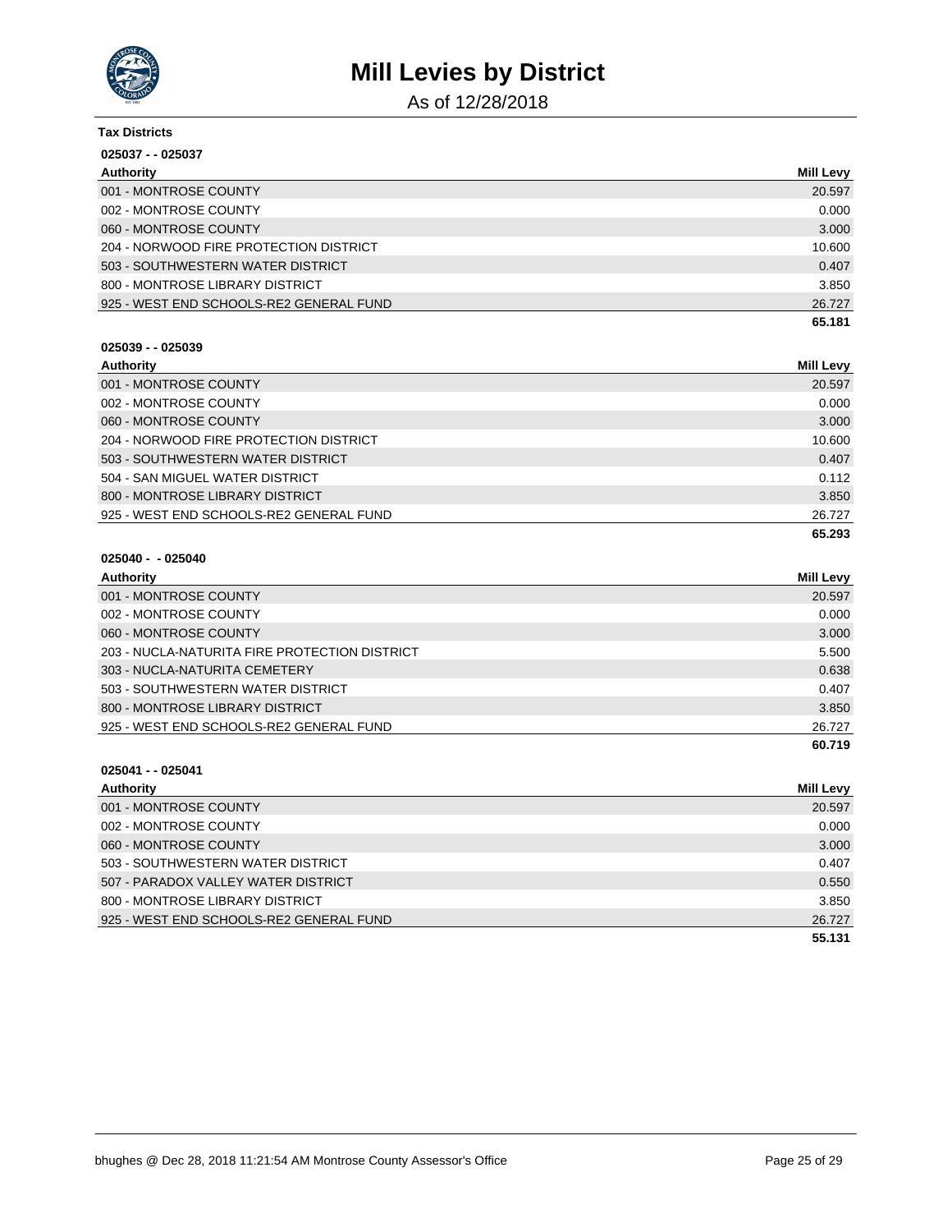# Mill Levies by District

As of 12/28/2018

**Tax Districts**

**025037 - - 025037**

| Authority | Mill Levy |
|---|---|
| 001 - MONTROSE COUNTY | 20.597 |
| 002 - MONTROSE COUNTY | 0.000 |
| 060 - MONTROSE COUNTY | 3.000 |
| 204 - NORWOOD FIRE PROTECTION DISTRICT | 10.600 |
| 503 - SOUTHWESTERN WATER DISTRICT | 0.407 |
| 800 - MONTROSE LIBRARY DISTRICT | 3.850 |
| 925 - WEST END SCHOOLS-RE2 GENERAL FUND | 26.727 |
| | **65.181** |

**025039 - - 025039**

| Authority | Mill Levy |
|---|---|
| 001 - MONTROSE COUNTY | 20.597 |
| 002 - MONTROSE COUNTY | 0.000 |
| 060 - MONTROSE COUNTY | 3.000 |
| 204 - NORWOOD FIRE PROTECTION DISTRICT | 10.600 |
| 503 - SOUTHWESTERN WATER DISTRICT | 0.407 |
| 504 - SAN MIGUEL WATER DISTRICT | 0.112 |
| 800 - MONTROSE LIBRARY DISTRICT | 3.850 |
| 925 - WEST END SCHOOLS-RE2 GENERAL FUND | 26.727 |
| | **65.293** |

**025040 - - 025040**

| Authority | Mill Levy |
|---|---|
| 001 - MONTROSE COUNTY | 20.597 |
| 002 - MONTROSE COUNTY | 0.000 |
| 060 - MONTROSE COUNTY | 3.000 |
| 203 - NUCLA-NATURITA FIRE PROTECTION DISTRICT | 5.500 |
| 303 - NUCLA-NATURITA CEMETERY | 0.638 |
| 503 - SOUTHWESTERN WATER DISTRICT | 0.407 |
| 800 - MONTROSE LIBRARY DISTRICT | 3.850 |
| 925 - WEST END SCHOOLS-RE2 GENERAL FUND | 26.727 |
| | **60.719** |

**025041 - - 025041**

| Authority | Mill Levy |
|---|---|
| 001 - MONTROSE COUNTY | 20.597 |
| 002 - MONTROSE COUNTY | 0.000 |
| 060 - MONTROSE COUNTY | 3.000 |
| 503 - SOUTHWESTERN WATER DISTRICT | 0.407 |
| 507 - PARADOX VALLEY WATER DISTRICT | 0.550 |
| 800 - MONTROSE LIBRARY DISTRICT | 3.850 |
| 925 - WEST END SCHOOLS-RE2 GENERAL FUND | 26.727 |
| | **55.131** |

bhughes @ Dec 28, 2018 11:21:54 AM Montrose County Assessor's Office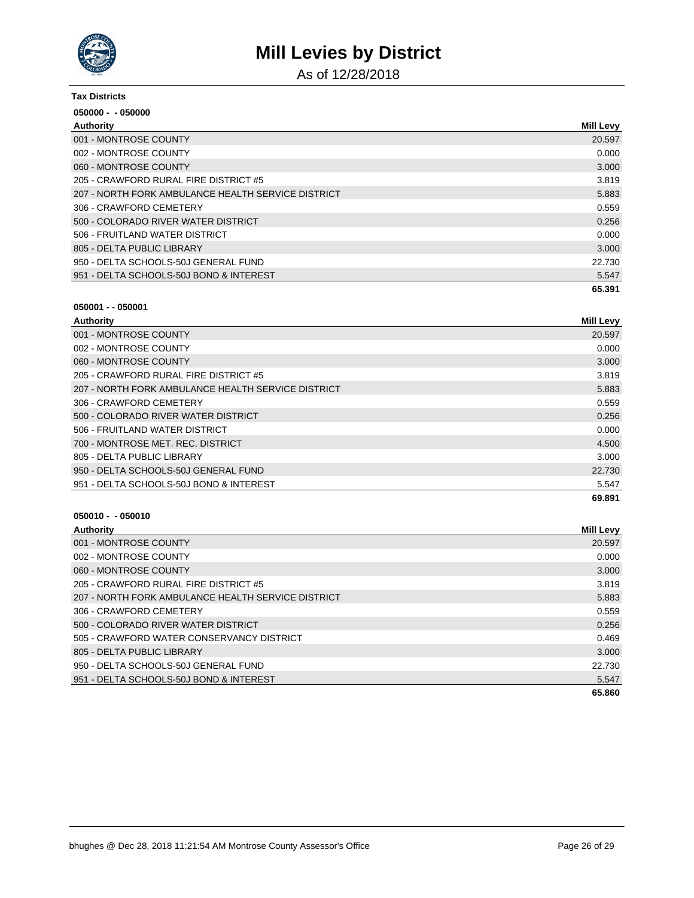# Mill Levies by District

As of 12/28/2018

**Tax Districts**

**050000 - - 050000**

| Authority | Mill Levy |
|---|---|
| 001 - MONTROSE COUNTY | 20.597 |
| 002 - MONTROSE COUNTY | 0.000 |
| 060 - MONTROSE COUNTY | 3.000 |
| 205 - CRAWFORD RURAL FIRE DISTRICT #5 | 3.819 |
| 207 - NORTH FORK AMBULANCE HEALTH SERVICE DISTRICT | 5.883 |
| 306 - CRAWFORD CEMETERY | 0.559 |
| 500 - COLORADO RIVER WATER DISTRICT | 0.256 |
| 506 - FRUITLAND WATER DISTRICT | 0.000 |
| 805 - DELTA PUBLIC LIBRARY | 3.000 |
| 950 - DELTA SCHOOLS-50J GENERAL FUND | 22.730 |
| 951 - DELTA SCHOOLS-50J BOND & INTEREST | 5.547 |
| | **65.391** |

**050001 - - 050001**

| Authority | Mill Levy |
|---|---|
| 001 - MONTROSE COUNTY | 20.597 |
| 002 - MONTROSE COUNTY | 0.000 |
| 060 - MONTROSE COUNTY | 3.000 |
| 205 - CRAWFORD RURAL FIRE DISTRICT #5 | 3.819 |
| 207 - NORTH FORK AMBULANCE HEALTH SERVICE DISTRICT | 5.883 |
| 306 - CRAWFORD CEMETERY | 0.559 |
| 500 - COLORADO RIVER WATER DISTRICT | 0.256 |
| 506 - FRUITLAND WATER DISTRICT | 0.000 |
| 700 - MONTROSE MET. REC. DISTRICT | 4.500 |
| 805 - DELTA PUBLIC LIBRARY | 3.000 |
| 950 - DELTA SCHOOLS-50J GENERAL FUND | 22.730 |
| 951 - DELTA SCHOOLS-50J BOND & INTEREST | 5.547 |
| | **69.891** |

**050010 - - 050010**

| Authority | Mill Levy |
|---|---|
| 001 - MONTROSE COUNTY | 20.597 |
| 002 - MONTROSE COUNTY | 0.000 |
| 060 - MONTROSE COUNTY | 3.000 |
| 205 - CRAWFORD RURAL FIRE DISTRICT #5 | 3.819 |
| 207 - NORTH FORK AMBULANCE HEALTH SERVICE DISTRICT | 5.883 |
| 306 - CRAWFORD CEMETERY | 0.559 |
| 500 - COLORADO RIVER WATER DISTRICT | 0.256 |
| 505 - CRAWFORD WATER CONSERVANCY DISTRICT | 0.469 |
| 805 - DELTA PUBLIC LIBRARY | 3.000 |
| 950 - DELTA SCHOOLS-50J GENERAL FUND | 22.730 |
| 951 - DELTA SCHOOLS-50J BOND & INTEREST | 5.547 |
| | **65.860** |

bhughes @ Dec 28, 2018 11:21:54 AM Montrose County Assessor's Office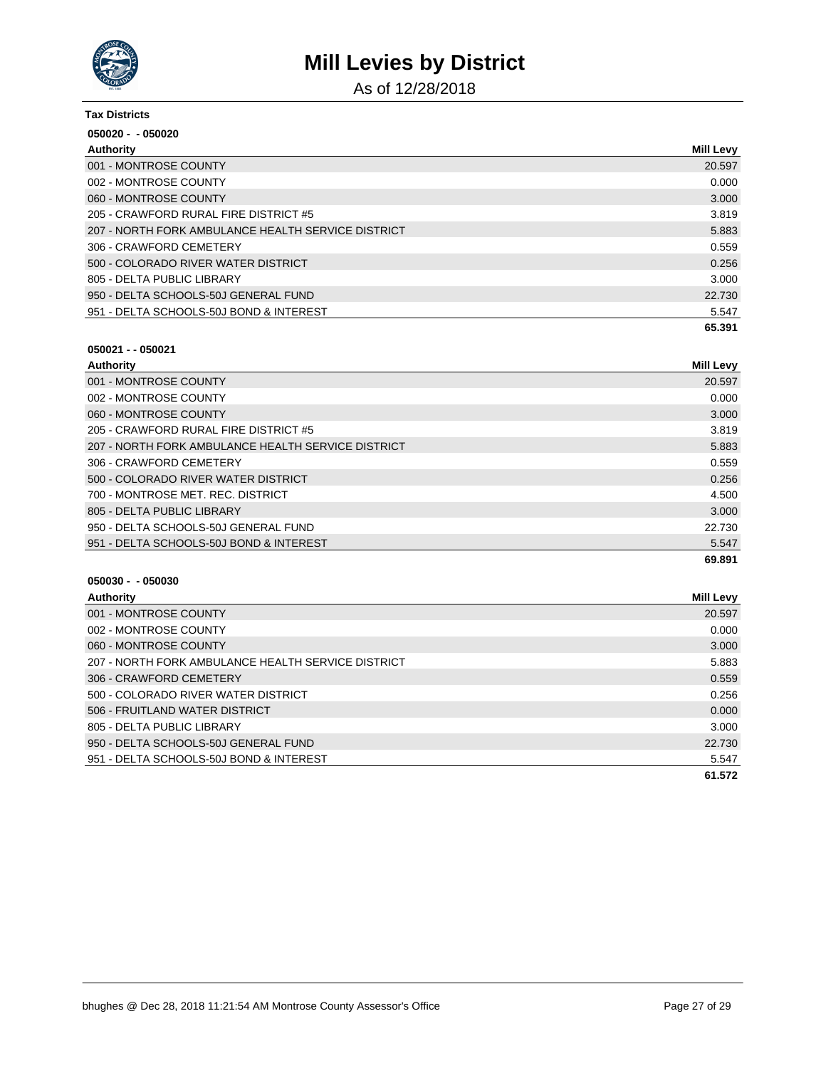# Mill Levies by District

As of 12/28/2018

**Tax Districts**

**050020 - - 050020**

| Authority | Mill Levy |
|---|---|
| 001 - MONTROSE COUNTY | 20.597 |
| 002 - MONTROSE COUNTY | 0.000 |
| 060 - MONTROSE COUNTY | 3.000 |
| 205 - CRAWFORD RURAL FIRE DISTRICT #5 | 3.819 |
| 207 - NORTH FORK AMBULANCE HEALTH SERVICE DISTRICT | 5.883 |
| 306 - CRAWFORD CEMETERY | 0.559 |
| 500 - COLORADO RIVER WATER DISTRICT | 0.256 |
| 805 - DELTA PUBLIC LIBRARY | 3.000 |
| 950 - DELTA SCHOOLS-50J GENERAL FUND | 22.730 |
| 951 - DELTA SCHOOLS-50J BOND & INTEREST | 5.547 |
| | **65.391** |

**050021 - - 050021**

| Authority | Mill Levy |
|---|---|
| 001 - MONTROSE COUNTY | 20.597 |
| 002 - MONTROSE COUNTY | 0.000 |
| 060 - MONTROSE COUNTY | 3.000 |
| 205 - CRAWFORD RURAL FIRE DISTRICT #5 | 3.819 |
| 207 - NORTH FORK AMBULANCE HEALTH SERVICE DISTRICT | 5.883 |
| 306 - CRAWFORD CEMETERY | 0.559 |
| 500 - COLORADO RIVER WATER DISTRICT | 0.256 |
| 700 - MONTROSE MET. REC. DISTRICT | 4.500 |
| 805 - DELTA PUBLIC LIBRARY | 3.000 |
| 950 - DELTA SCHOOLS-50J GENERAL FUND | 22.730 |
| 951 - DELTA SCHOOLS-50J BOND & INTEREST | 5.547 |
| | **69.891** |

**050030 - - 050030**

| Authority | Mill Levy |
|---|---|
| 001 - MONTROSE COUNTY | 20.597 |
| 002 - MONTROSE COUNTY | 0.000 |
| 060 - MONTROSE COUNTY | 3.000 |
| 207 - NORTH FORK AMBULANCE HEALTH SERVICE DISTRICT | 5.883 |
| 306 - CRAWFORD CEMETERY | 0.559 |
| 500 - COLORADO RIVER WATER DISTRICT | 0.256 |
| 506 - FRUITLAND WATER DISTRICT | 0.000 |
| 805 - DELTA PUBLIC LIBRARY | 3.000 |
| 950 - DELTA SCHOOLS-50J GENERAL FUND | 22.730 |
| 951 - DELTA SCHOOLS-50J BOND & INTEREST | 5.547 |
| | **61.572** |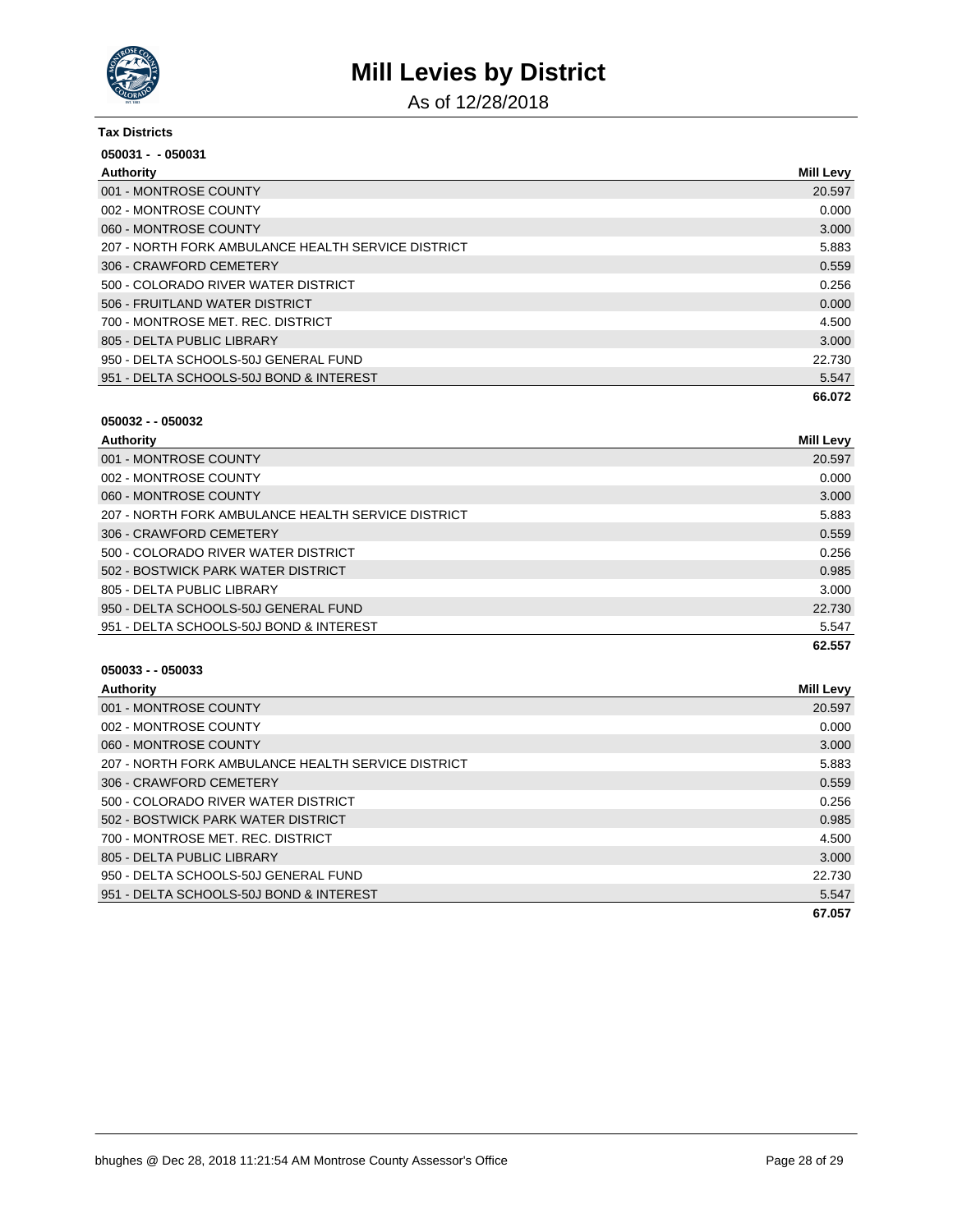# Mill Levies by District

As of 12/28/2018

**Tax Districts**

**050031 - - 050031**

| Authority | Mill Levy |
|---|---|
| 001 - MONTROSE COUNTY | 20.597 |
| 002 - MONTROSE COUNTY | 0.000 |
| 060 - MONTROSE COUNTY | 3.000 |
| 207 - NORTH FORK AMBULANCE HEALTH SERVICE DISTRICT | 5.883 |
| 306 - CRAWFORD CEMETERY | 0.559 |
| 500 - COLORADO RIVER WATER DISTRICT | 0.256 |
| 506 - FRUITLAND WATER DISTRICT | 0.000 |
| 700 - MONTROSE MET. REC. DISTRICT | 4.500 |
| 805 - DELTA PUBLIC LIBRARY | 3.000 |
| 950 - DELTA SCHOOLS-50J GENERAL FUND | 22.730 |
| 951 - DELTA SCHOOLS-50J BOND & INTEREST | 5.547 |
| | **66.072** |

**050032 - - 050032**

| Authority | Mill Levy |
|---|---|
| 001 - MONTROSE COUNTY | 20.597 |
| 002 - MONTROSE COUNTY | 0.000 |
| 060 - MONTROSE COUNTY | 3.000 |
| 207 - NORTH FORK AMBULANCE HEALTH SERVICE DISTRICT | 5.883 |
| 306 - CRAWFORD CEMETERY | 0.559 |
| 500 - COLORADO RIVER WATER DISTRICT | 0.256 |
| 502 - BOSTWICK PARK WATER DISTRICT | 0.985 |
| 805 - DELTA PUBLIC LIBRARY | 3.000 |
| 950 - DELTA SCHOOLS-50J GENERAL FUND | 22.730 |
| 951 - DELTA SCHOOLS-50J BOND & INTEREST | 5.547 |
| | **62.557** |

**050033 - - 050033**

| Authority | Mill Levy |
|---|---|
| 001 - MONTROSE COUNTY | 20.597 |
| 002 - MONTROSE COUNTY | 0.000 |
| 060 - MONTROSE COUNTY | 3.000 |
| 207 - NORTH FORK AMBULANCE HEALTH SERVICE DISTRICT | 5.883 |
| 306 - CRAWFORD CEMETERY | 0.559 |
| 500 - COLORADO RIVER WATER DISTRICT | 0.256 |
| 502 - BOSTWICK PARK WATER DISTRICT | 0.985 |
| 700 - MONTROSE MET. REC. DISTRICT | 4.500 |
| 805 - DELTA PUBLIC LIBRARY | 3.000 |
| 950 - DELTA SCHOOLS-50J GENERAL FUND | 22.730 |
| 951 - DELTA SCHOOLS-50J BOND & INTEREST | 5.547 |
| | **67.057** |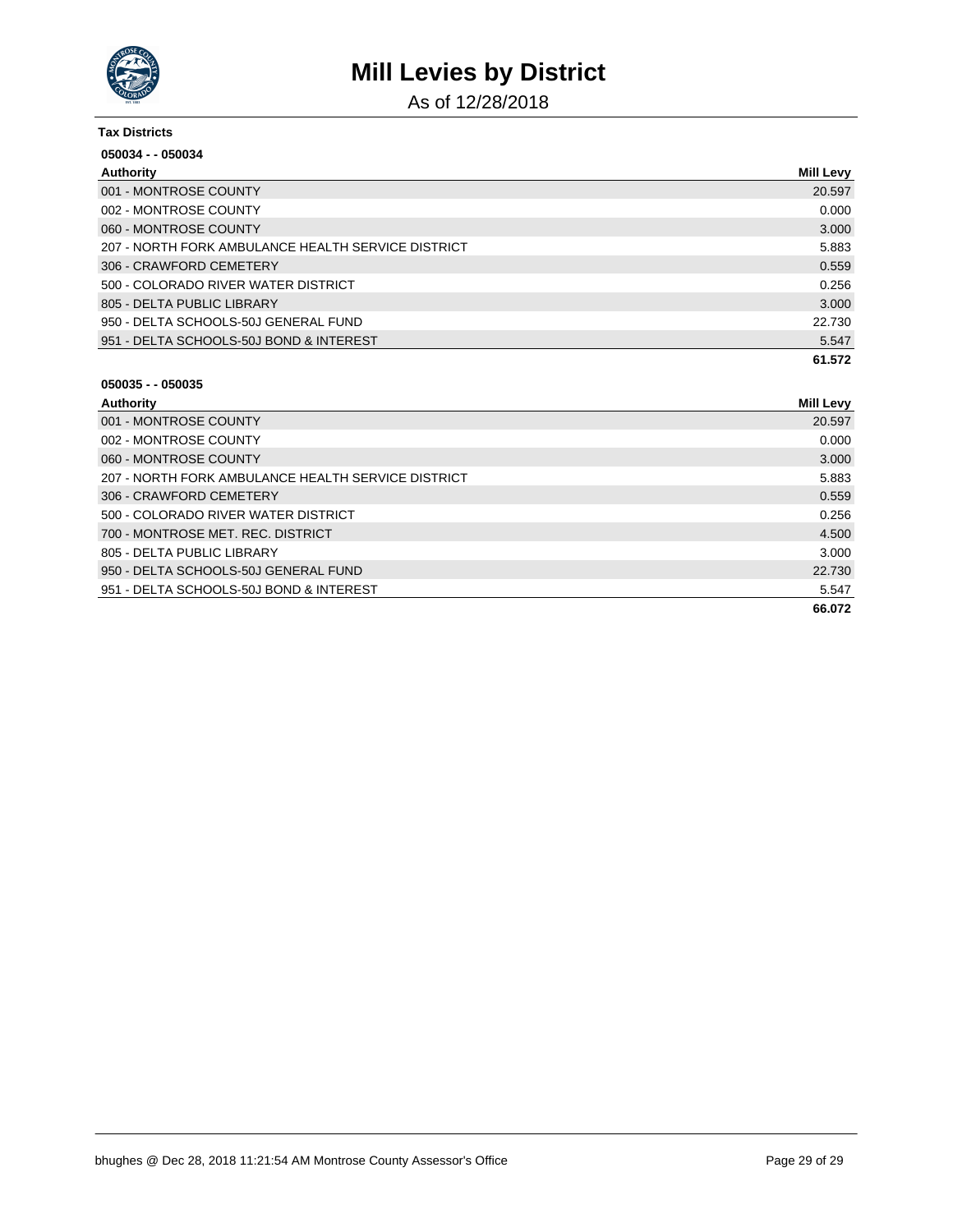# Mill Levies by District

As of 12/28/2018

**Tax Districts**

**050034 - - 050034**

| Authority | Mill Levy |
|---|---|
| 001 - MONTROSE COUNTY | 20.597 |
| 002 - MONTROSE COUNTY | 0.000 |
| 060 - MONTROSE COUNTY | 3.000 |
| 207 - NORTH FORK AMBULANCE HEALTH SERVICE DISTRICT | 5.883 |
| 306 - CRAWFORD CEMETERY | 0.559 |
| 500 - COLORADO RIVER WATER DISTRICT | 0.256 |
| 805 - DELTA PUBLIC LIBRARY | 3.000 |
| 950 - DELTA SCHOOLS-50J GENERAL FUND | 22.730 |
| 951 - DELTA SCHOOLS-50J BOND & INTEREST | 5.547 |
| | **61.572** |

**050035 - - 050035**

| Authority | Mill Levy |
|---|---|
| 001 - MONTROSE COUNTY | 20.597 |
| 002 - MONTROSE COUNTY | 0.000 |
| 060 - MONTROSE COUNTY | 3.000 |
| 207 - NORTH FORK AMBULANCE HEALTH SERVICE DISTRICT | 5.883 |
| 306 - CRAWFORD CEMETERY | 0.559 |
| 500 - COLORADO RIVER WATER DISTRICT | 0.256 |
| 700 - MONTROSE MET. REC. DISTRICT | 4.500 |
| 805 - DELTA PUBLIC LIBRARY | 3.000 |
| 950 - DELTA SCHOOLS-50J GENERAL FUND | 22.730 |
| 951 - DELTA SCHOOLS-50J BOND & INTEREST | 5.547 |
| | **66.072** |

bhughes @ Dec 28, 2018 11:21:54 AM Montrose County Assessor's Office